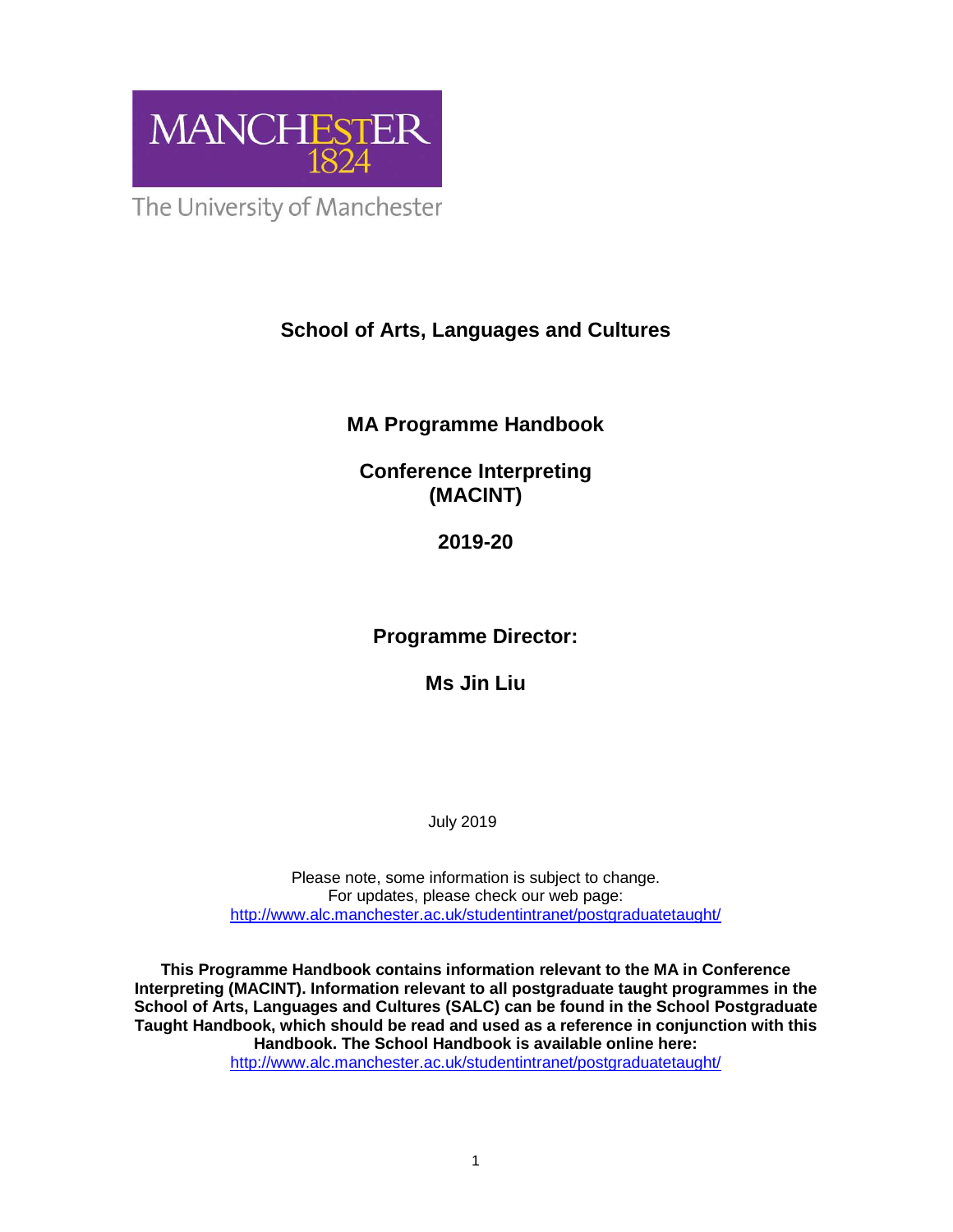MANCHESTER
1824

The University of Manchester

# School of Arts, Languages and Cultures

## MA Programme Handbook

## Conference Interpreting (MACINT)

## 2019-20

## Programme Director:

## Ms Jin Liu

July 2019

Please note, some information is subject to change.
For updates, please check our web page:
http://www.alc.manchester.ac.uk/studentintranet/postgraduatetaught/

**This Programme Handbook contains information relevant to the MA in Conference Interpreting (MACINT). Information relevant to all postgraduate taught programmes in the School of Arts, Languages and Cultures (SALC) can be found in the School Postgraduate Taught Handbook, which should be read and used as a reference in conjunction with this Handbook. The School Handbook is available online here:**
http://www.alc.manchester.ac.uk/studentintranet/postgraduatetaught/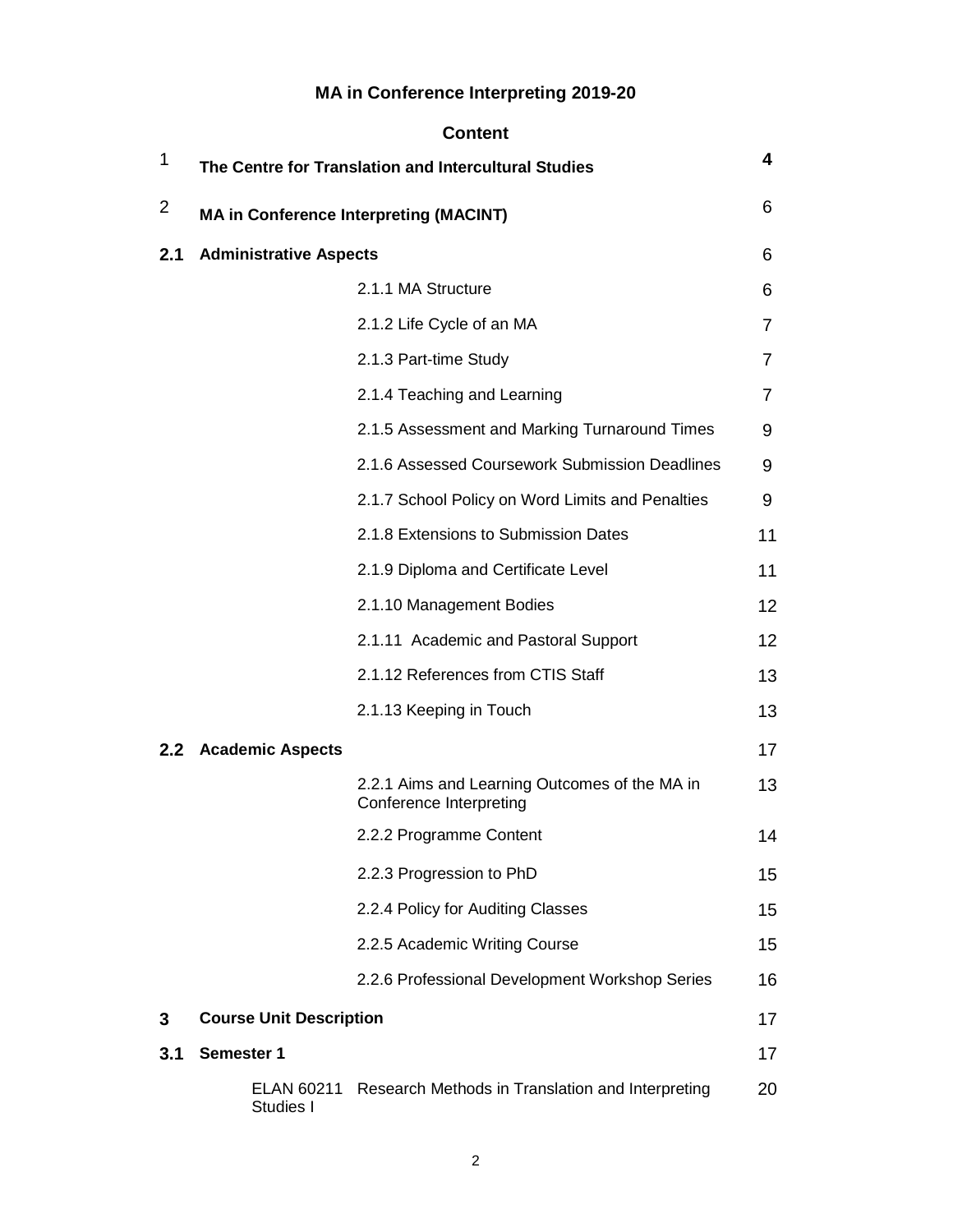# MA in Conference Interpreting 2019-20

## Content

| | | | |
|---|---|---|---|
| 1 | **The Centre for Translation and Intercultural Studies** | | **4** |
| 2 | **MA in Conference Interpreting (MACINT)** | | 6 |
| **2.1** | **Administrative Aspects** | | 6 |
| | | 2.1.1 MA Structure | 6 |
| | | 2.1.2 Life Cycle of an MA | 7 |
| | | 2.1.3 Part-time Study | 7 |
| | | 2.1.4 Teaching and Learning | 7 |
| | | 2.1.5 Assessment and Marking Turnaround Times | 9 |
| | | 2.1.6 Assessed Coursework Submission Deadlines | 9 |
| | | 2.1.7 School Policy on Word Limits and Penalties | 9 |
| | | 2.1.8 Extensions to Submission Dates | 11 |
| | | 2.1.9 Diploma and Certificate Level | 11 |
| | | 2.1.10 Management Bodies | 12 |
| | | 2.1.11 Academic and Pastoral Support | 12 |
| | | 2.1.12 References from CTIS Staff | 13 |
| | | 2.1.13 Keeping in Touch | 13 |
| **2.2** | **Academic Aspects** | | 17 |
| | | 2.2.1 Aims and Learning Outcomes of the MA in Conference Interpreting | 13 |
| | | 2.2.2 Programme Content | 14 |
| | | 2.2.3 Progression to PhD | 15 |
| | | 2.2.4 Policy for Auditing Classes | 15 |
| | | 2.2.5 Academic Writing Course | 15 |
| | | 2.2.6 Professional Development Workshop Series | 16 |
| **3** | **Course Unit Description** | | 17 |
| **3.1** | **Semester 1** | | 17 |
| | ELAN 60211 | Research Methods in Translation and Interpreting Studies I | 20 |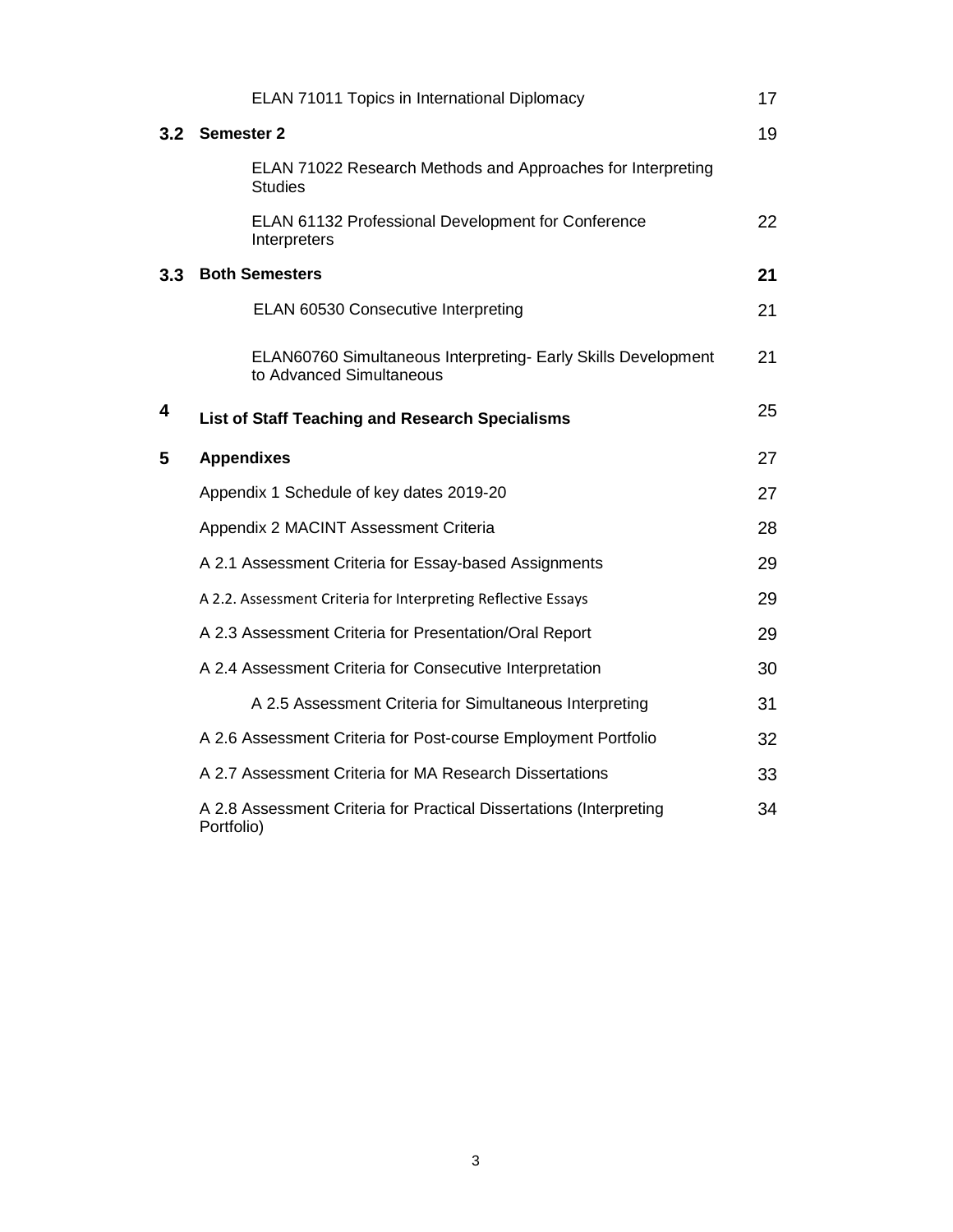| | | |
|---|---|---|
| | ELAN 71011 Topics in International Diplomacy | 17 |
| **3.2** | **Semester 2** | 19 |
| | ELAN 71022 Research Methods and Approaches for Interpreting Studies | |
| | ELAN 61132 Professional Development for Conference Interpreters | 22 |
| **3.3** | **Both Semesters** | **21** |
| | ELAN 60530 Consecutive Interpreting | 21 |
| | ELAN60760 Simultaneous Interpreting- Early Skills Development to Advanced Simultaneous | 21 |
| **4** | **List of Staff Teaching and Research Specialisms** | 25 |
| **5** | **Appendixes** | 27 |
| | Appendix 1 Schedule of key dates 2019-20 | 27 |
| | Appendix 2 MACINT Assessment Criteria | 28 |
| | A 2.1 Assessment Criteria for Essay-based Assignments | 29 |
| | A 2.2. Assessment Criteria for Interpreting Reflective Essays | 29 |
| | A 2.3 Assessment Criteria for Presentation/Oral Report | 29 |
| | A 2.4 Assessment Criteria for Consecutive Interpretation | 30 |
| | A 2.5 Assessment Criteria for Simultaneous Interpreting | 31 |
| | A 2.6 Assessment Criteria for Post-course Employment Portfolio | 32 |
| | A 2.7 Assessment Criteria for MA Research Dissertations | 33 |
| | A 2.8 Assessment Criteria for Practical Dissertations (Interpreting Portfolio) | 34 |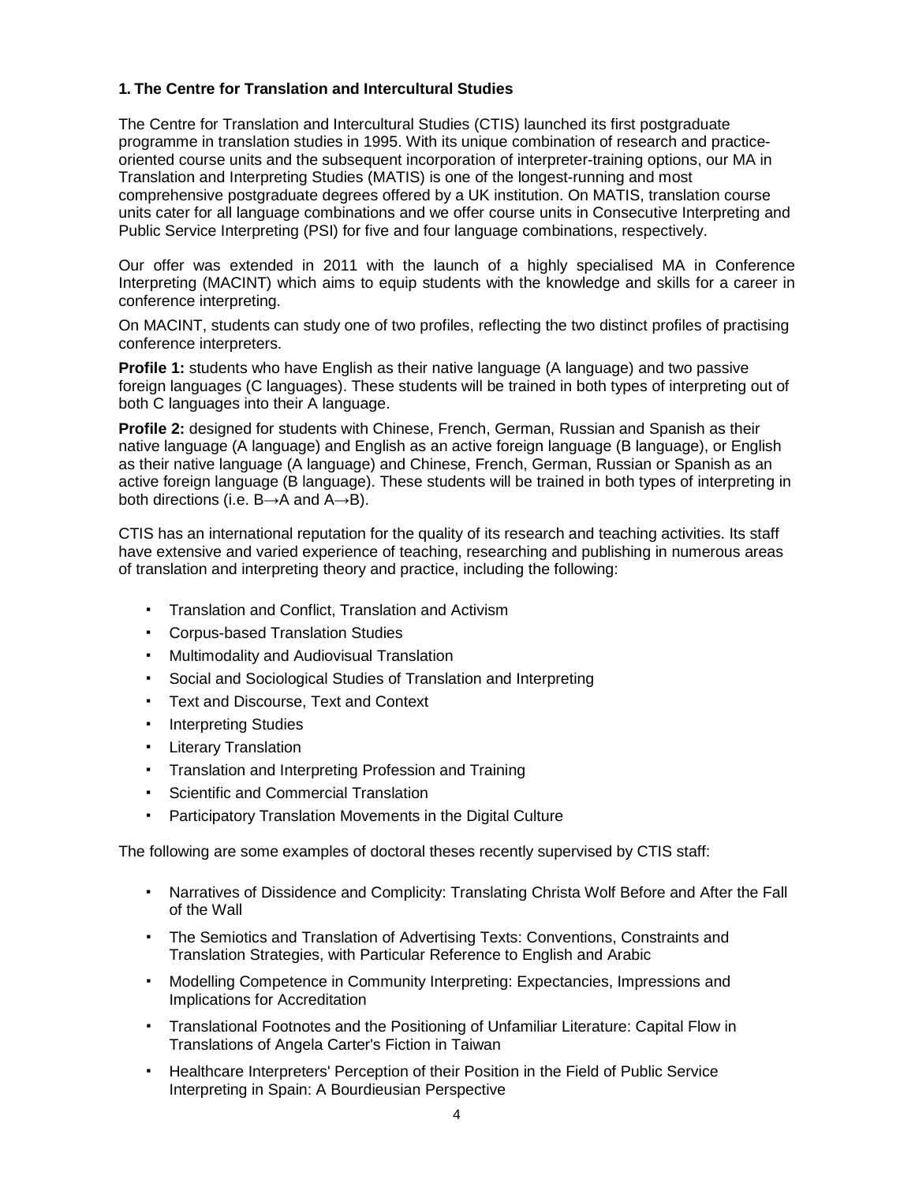## 1. The Centre for Translation and Intercultural Studies

The Centre for Translation and Intercultural Studies (CTIS) launched its first postgraduate programme in translation studies in 1995. With its unique combination of research and practice-oriented course units and the subsequent incorporation of interpreter-training options, our MA in Translation and Interpreting Studies (MATIS) is one of the longest-running and most comprehensive postgraduate degrees offered by a UK institution. On MATIS, translation course units cater for all language combinations and we offer course units in Consecutive Interpreting and Public Service Interpreting (PSI) for five and four language combinations, respectively.

Our offer was extended in 2011 with the launch of a highly specialised MA in Conference Interpreting (MACINT) which aims to equip students with the knowledge and skills for a career in conference interpreting.

On MACINT, students can study one of two profiles, reflecting the two distinct profiles of practising conference interpreters.

**Profile 1:** students who have English as their native language (A language) and two passive foreign languages (C languages). These students will be trained in both types of interpreting out of both C languages into their A language.

**Profile 2:** designed for students with Chinese, French, German, Russian and Spanish as their native language (A language) and English as an active foreign language (B language), or English as their native language (A language) and Chinese, French, German, Russian or Spanish as an active foreign language (B language). These students will be trained in both types of interpreting in both directions (i.e. B→A and A→B).

CTIS has an international reputation for the quality of its research and teaching activities. Its staff have extensive and varied experience of teaching, researching and publishing in numerous areas of translation and interpreting theory and practice, including the following:

- Translation and Conflict, Translation and Activism
- Corpus-based Translation Studies
- Multimodality and Audiovisual Translation
- Social and Sociological Studies of Translation and Interpreting
- Text and Discourse, Text and Context
- Interpreting Studies
- Literary Translation
- Translation and Interpreting Profession and Training
- Scientific and Commercial Translation
- Participatory Translation Movements in the Digital Culture

The following are some examples of doctoral theses recently supervised by CTIS staff:

- Narratives of Dissidence and Complicity: Translating Christa Wolf Before and After the Fall of the Wall
- The Semiotics and Translation of Advertising Texts: Conventions, Constraints and Translation Strategies, with Particular Reference to English and Arabic
- Modelling Competence in Community Interpreting: Expectancies, Impressions and Implications for Accreditation
- Translational Footnotes and the Positioning of Unfamiliar Literature: Capital Flow in Translations of Angela Carter's Fiction in Taiwan
- Healthcare Interpreters' Perception of their Position in the Field of Public Service Interpreting in Spain: A Bourdieusian Perspective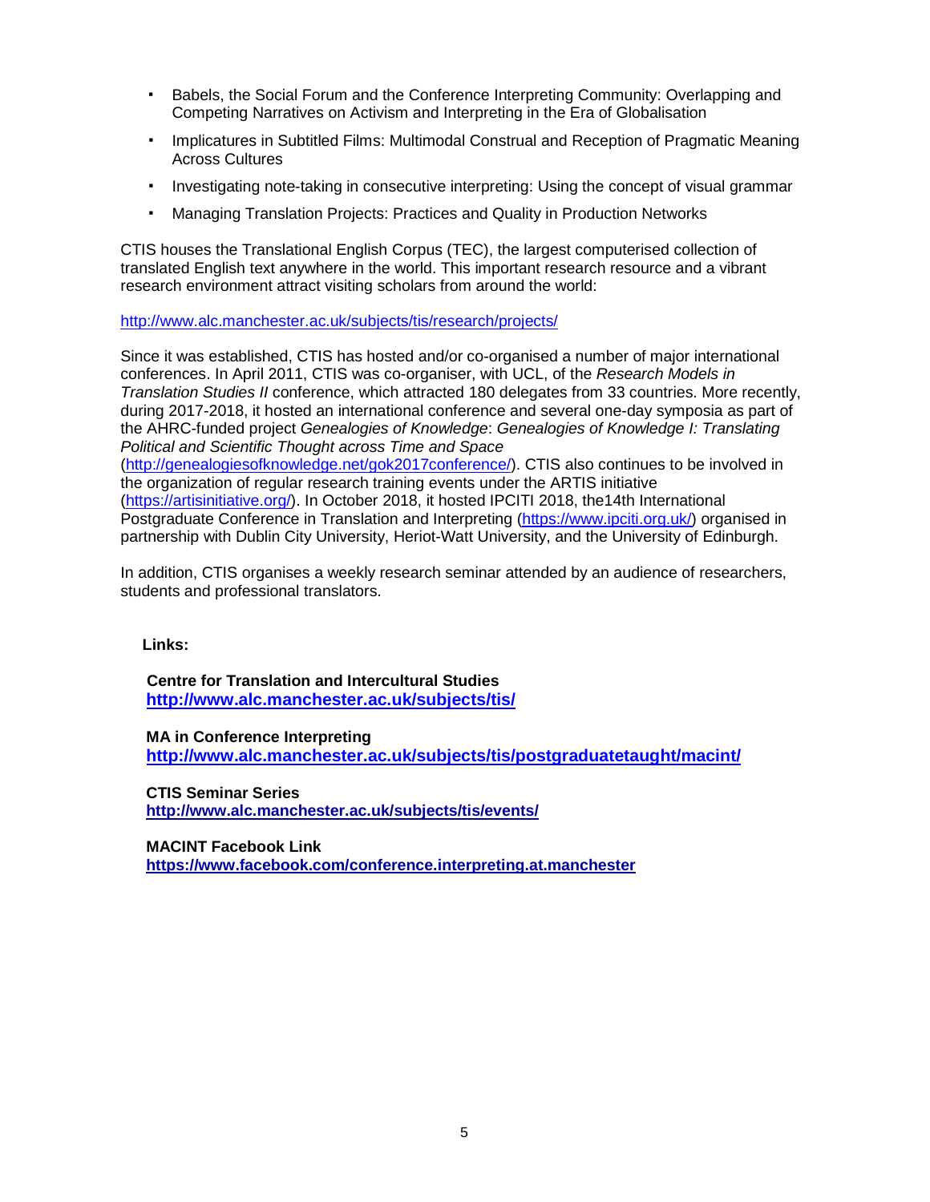- Babels, the Social Forum and the Conference Interpreting Community: Overlapping and Competing Narratives on Activism and Interpreting in the Era of Globalisation
- Implicatures in Subtitled Films: Multimodal Construal and Reception of Pragmatic Meaning Across Cultures
- Investigating note-taking in consecutive interpreting: Using the concept of visual grammar
- Managing Translation Projects: Practices and Quality in Production Networks

CTIS houses the Translational English Corpus (TEC), the largest computerised collection of translated English text anywhere in the world. This important research resource and a vibrant research environment attract visiting scholars from around the world:

http://www.alc.manchester.ac.uk/subjects/tis/research/projects/

Since it was established, CTIS has hosted and/or co-organised a number of major international conferences. In April 2011, CTIS was co-organiser, with UCL, of the *Research Models in Translation Studies II* conference, which attracted 180 delegates from 33 countries. More recently, during 2017-2018, it hosted an international conference and several one-day symposia as part of the AHRC-funded project *Genealogies of Knowledge*: *Genealogies of Knowledge I: Translating Political and Scientific Thought across Time and Space* (http://genealogiesofknowledge.net/gok2017conference/). CTIS also continues to be involved in the organization of regular research training events under the ARTIS initiative (https://artisinitiative.org/). In October 2018, it hosted IPCITI 2018, the14th International Postgraduate Conference in Translation and Interpreting (https://www.ipciti.org.uk/) organised in partnership with Dublin City University, Heriot-Watt University, and the University of Edinburgh.

In addition, CTIS organises a weekly research seminar attended by an audience of researchers, students and professional translators.

**Links:**

**Centre for Translation and Intercultural Studies**
**http://www.alc.manchester.ac.uk/subjects/tis/**

**MA in Conference Interpreting**
**http://www.alc.manchester.ac.uk/subjects/tis/postgraduatetaught/macint/**

**CTIS Seminar Series**
**http://www.alc.manchester.ac.uk/subjects/tis/events/**

**MACINT Facebook Link**
**https://www.facebook.com/conference.interpreting.at.manchester**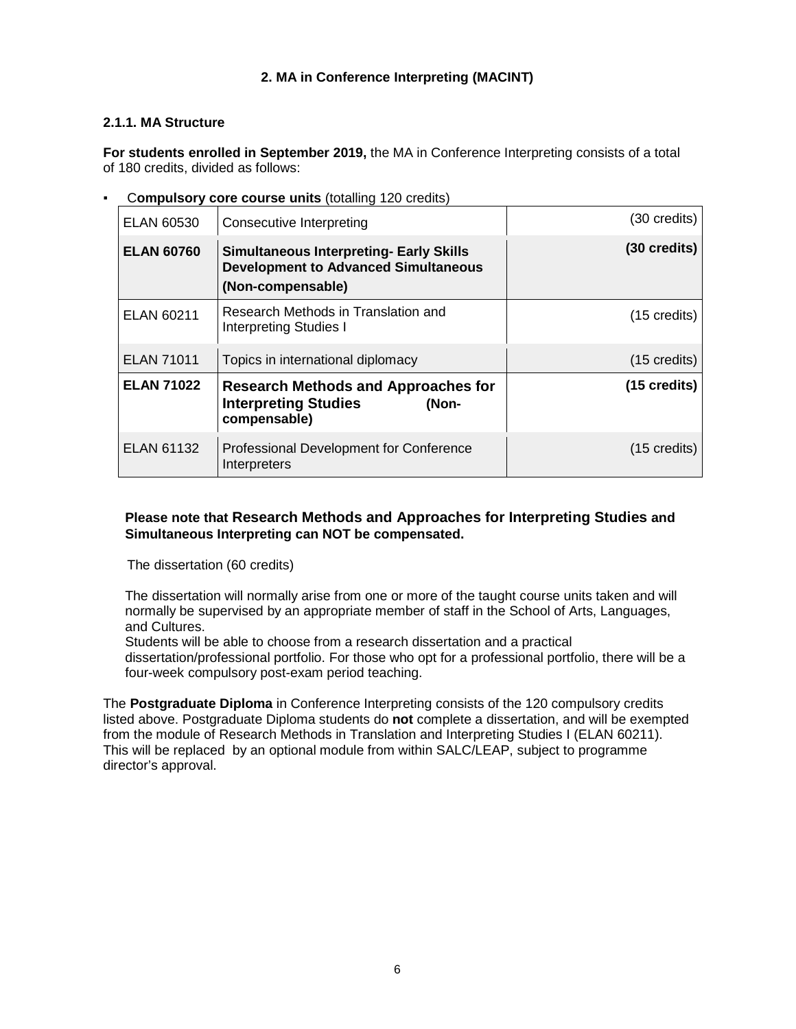## 2. MA in Conference Interpreting (MACINT)

### 2.1.1. MA Structure

**For students enrolled in September 2019,** the MA in Conference Interpreting consists of a total of 180 credits, divided as follows:

- C**ompulsory core course units** (totalling 120 credits)

| | | |
|---|---|---|
| ELAN 60530 | Consecutive Interpreting | (30 credits) |
| **ELAN 60760** | **Simultaneous Interpreting- Early Skills Development to Advanced Simultaneous (Non-compensable)** | **(30 credits)** |
| ELAN 60211 | Research Methods in Translation and Interpreting Studies I | (15 credits) |
| ELAN 71011 | Topics in international diplomacy | (15 credits) |
| **ELAN 71022** | **Research Methods and Approaches for Interpreting Studies (Non-compensable)** | **(15 credits)** |
| ELAN 61132 | Professional Development for Conference Interpreters | (15 credits) |

**Please note that Research Methods and Approaches for Interpreting Studies and Simultaneous Interpreting can NOT be compensated.**

The dissertation (60 credits)

The dissertation will normally arise from one or more of the taught course units taken and will normally be supervised by an appropriate member of staff in the School of Arts, Languages, and Cultures.
Students will be able to choose from a research dissertation and a practical dissertation/professional portfolio. For those who opt for a professional portfolio, there will be a four-week compulsory post-exam period teaching.

The **Postgraduate Diploma** in Conference Interpreting consists of the 120 compulsory credits listed above. Postgraduate Diploma students do **not** complete a dissertation, and will be exempted from the module of Research Methods in Translation and Interpreting Studies I (ELAN 60211). This will be replaced by an optional module from within SALC/LEAP, subject to programme director's approval.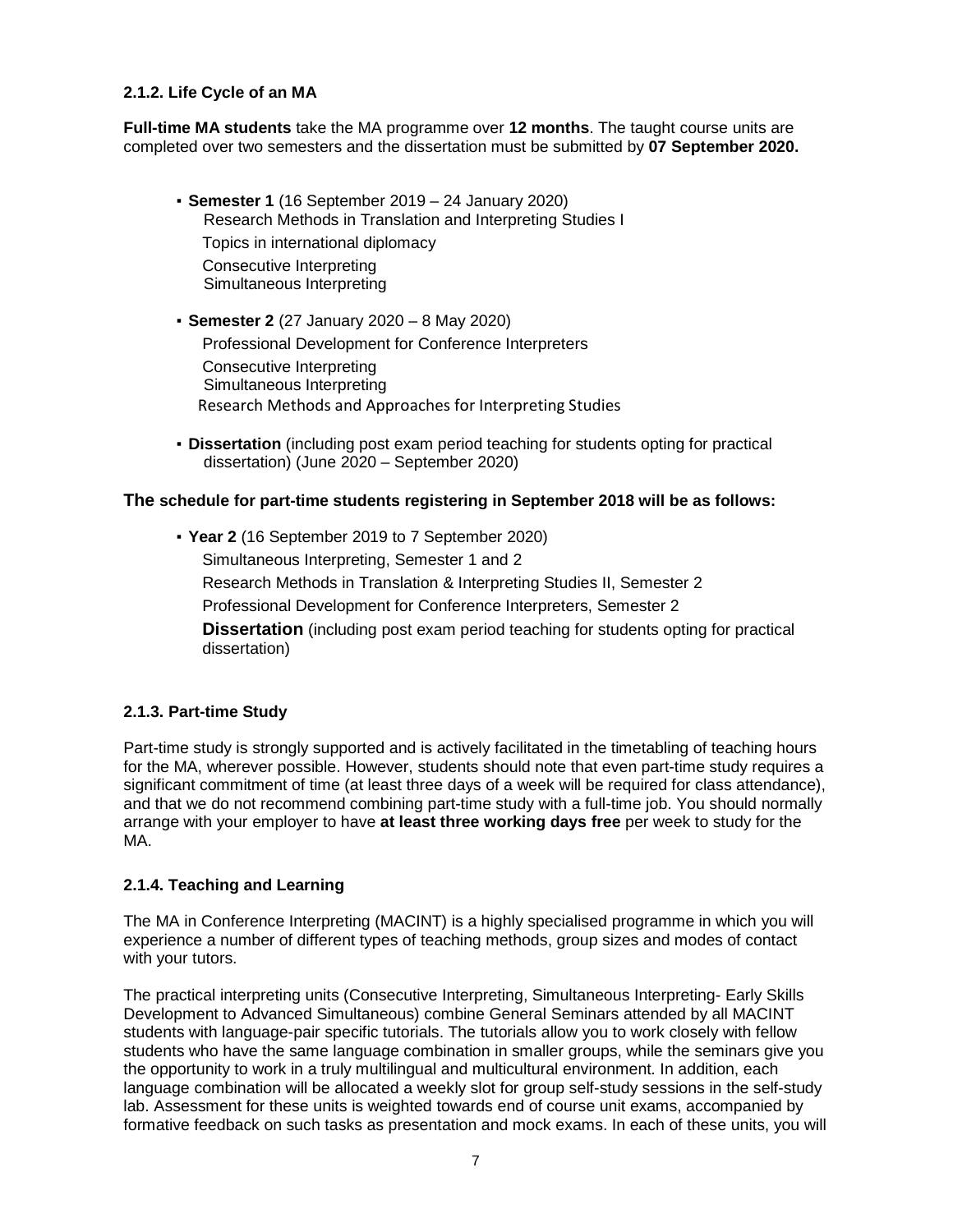### 2.1.2. Life Cycle of an MA

**Full-time MA students** take the MA programme over **12 months**. The taught course units are completed over two semesters and the dissertation must be submitted by **07 September 2020.**

- **Semester 1** (16 September 2019 – 24 January 2020)
  Research Methods in Translation and Interpreting Studies I
  Topics in international diplomacy
  Consecutive Interpreting
  Simultaneous Interpreting
- **Semester 2** (27 January 2020 – 8 May 2020)
  Professional Development for Conference Interpreters
  Consecutive Interpreting
  Simultaneous Interpreting
  Research Methods and Approaches for Interpreting Studies
- **Dissertation** (including post exam period teaching for students opting for practical dissertation) (June 2020 – September 2020)

**The schedule for part-time students registering in September 2018 will be as follows:**

- **Year 2** (16 September 2019 to 7 September 2020)
  Simultaneous Interpreting, Semester 1 and 2
  Research Methods in Translation & Interpreting Studies II, Semester 2
  Professional Development for Conference Interpreters, Semester 2
  **Dissertation** (including post exam period teaching for students opting for practical dissertation)

### 2.1.3. Part-time Study

Part-time study is strongly supported and is actively facilitated in the timetabling of teaching hours for the MA, wherever possible. However, students should note that even part-time study requires a significant commitment of time (at least three days of a week will be required for class attendance), and that we do not recommend combining part-time study with a full-time job. You should normally arrange with your employer to have **at least three working days free** per week to study for the MA.

### 2.1.4. Teaching and Learning

The MA in Conference Interpreting (MACINT) is a highly specialised programme in which you will experience a number of different types of teaching methods, group sizes and modes of contact with your tutors.

The practical interpreting units (Consecutive Interpreting, Simultaneous Interpreting- Early Skills Development to Advanced Simultaneous) combine General Seminars attended by all MACINT students with language-pair specific tutorials. The tutorials allow you to work closely with fellow students who have the same language combination in smaller groups, while the seminars give you the opportunity to work in a truly multilingual and multicultural environment. In addition, each language combination will be allocated a weekly slot for group self-study sessions in the self-study lab. Assessment for these units is weighted towards end of course unit exams, accompanied by formative feedback on such tasks as presentation and mock exams. In each of these units, you will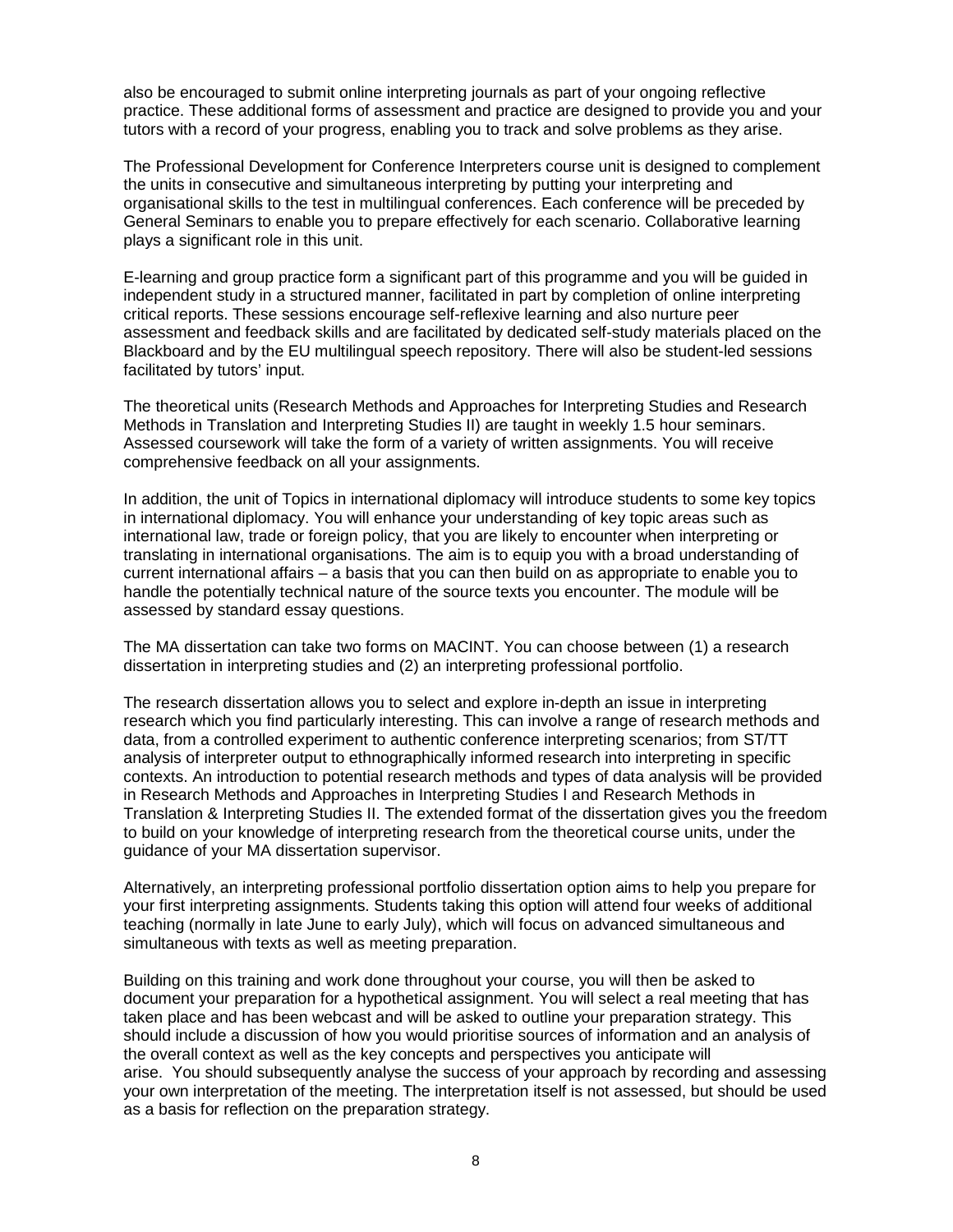also be encouraged to submit online interpreting journals as part of your ongoing reflective practice. These additional forms of assessment and practice are designed to provide you and your tutors with a record of your progress, enabling you to track and solve problems as they arise.

The Professional Development for Conference Interpreters course unit is designed to complement the units in consecutive and simultaneous interpreting by putting your interpreting and organisational skills to the test in multilingual conferences. Each conference will be preceded by General Seminars to enable you to prepare effectively for each scenario. Collaborative learning plays a significant role in this unit.

E-learning and group practice form a significant part of this programme and you will be guided in independent study in a structured manner, facilitated in part by completion of online interpreting critical reports. These sessions encourage self-reflexive learning and also nurture peer assessment and feedback skills and are facilitated by dedicated self-study materials placed on the Blackboard and by the EU multilingual speech repository. There will also be student-led sessions facilitated by tutors' input.

The theoretical units (Research Methods and Approaches for Interpreting Studies and Research Methods in Translation and Interpreting Studies II) are taught in weekly 1.5 hour seminars. Assessed coursework will take the form of a variety of written assignments. You will receive comprehensive feedback on all your assignments.

In addition, the unit of Topics in international diplomacy will introduce students to some key topics in international diplomacy. You will enhance your understanding of key topic areas such as international law, trade or foreign policy, that you are likely to encounter when interpreting or translating in international organisations. The aim is to equip you with a broad understanding of current international affairs – a basis that you can then build on as appropriate to enable you to handle the potentially technical nature of the source texts you encounter. The module will be assessed by standard essay questions.

The MA dissertation can take two forms on MACINT. You can choose between (1) a research dissertation in interpreting studies and (2) an interpreting professional portfolio.

The research dissertation allows you to select and explore in-depth an issue in interpreting research which you find particularly interesting. This can involve a range of research methods and data, from a controlled experiment to authentic conference interpreting scenarios; from ST/TT analysis of interpreter output to ethnographically informed research into interpreting in specific contexts. An introduction to potential research methods and types of data analysis will be provided in Research Methods and Approaches in Interpreting Studies I and Research Methods in Translation & Interpreting Studies II. The extended format of the dissertation gives you the freedom to build on your knowledge of interpreting research from the theoretical course units, under the guidance of your MA dissertation supervisor.

Alternatively, an interpreting professional portfolio dissertation option aims to help you prepare for your first interpreting assignments. Students taking this option will attend four weeks of additional teaching (normally in late June to early July), which will focus on advanced simultaneous and simultaneous with texts as well as meeting preparation.

Building on this training and work done throughout your course, you will then be asked to document your preparation for a hypothetical assignment. You will select a real meeting that has taken place and has been webcast and will be asked to outline your preparation strategy. This should include a discussion of how you would prioritise sources of information and an analysis of the overall context as well as the key concepts and perspectives you anticipate will arise. You should subsequently analyse the success of your approach by recording and assessing your own interpretation of the meeting. The interpretation itself is not assessed, but should be used as a basis for reflection on the preparation strategy.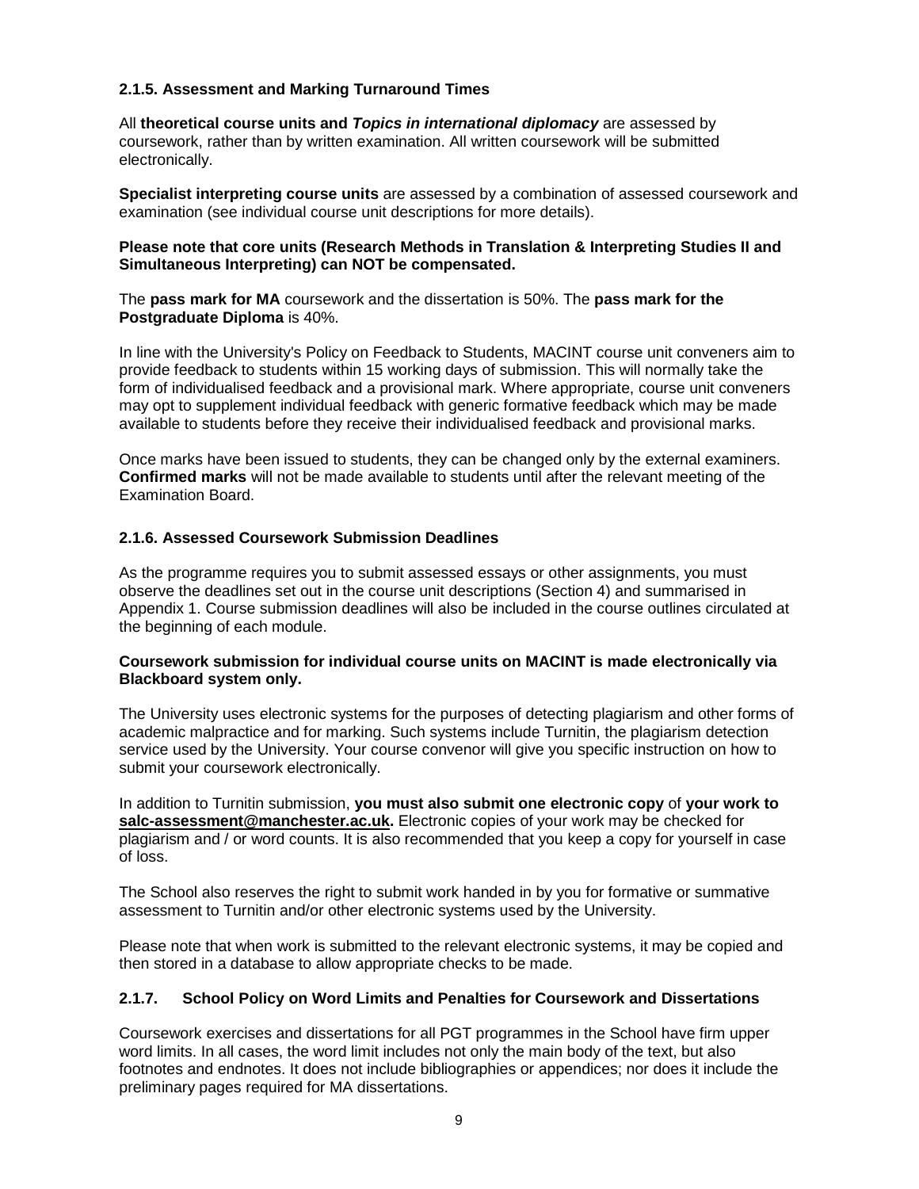### 2.1.5. Assessment and Marking Turnaround Times

All **theoretical course units and *Topics in international diplomacy*** are assessed by coursework, rather than by written examination. All written coursework will be submitted electronically.

**Specialist interpreting course units** are assessed by a combination of assessed coursework and examination (see individual course unit descriptions for more details).

**Please note that core units (Research Methods in Translation & Interpreting Studies II and Simultaneous Interpreting) can NOT be compensated.**

The **pass mark for MA** coursework and the dissertation is 50%. The **pass mark for the Postgraduate Diploma** is 40%.

In line with the University's Policy on Feedback to Students, MACINT course unit conveners aim to provide feedback to students within 15 working days of submission. This will normally take the form of individualised feedback and a provisional mark. Where appropriate, course unit conveners may opt to supplement individual feedback with generic formative feedback which may be made available to students before they receive their individualised feedback and provisional marks.

Once marks have been issued to students, they can be changed only by the external examiners. **Confirmed marks** will not be made available to students until after the relevant meeting of the Examination Board.

### 2.1.6. Assessed Coursework Submission Deadlines

As the programme requires you to submit assessed essays or other assignments, you must observe the deadlines set out in the course unit descriptions (Section 4) and summarised in Appendix 1. Course submission deadlines will also be included in the course outlines circulated at the beginning of each module.

**Coursework submission for individual course units on MACINT is made electronically via Blackboard system only.**

The University uses electronic systems for the purposes of detecting plagiarism and other forms of academic malpractice and for marking. Such systems include Turnitin, the plagiarism detection service used by the University. Your course convenor will give you specific instruction on how to submit your coursework electronically.

In addition to Turnitin submission, **you must also submit one electronic copy** of **your work to salc-assessment@manchester.ac.uk.** Electronic copies of your work may be checked for plagiarism and / or word counts. It is also recommended that you keep a copy for yourself in case of loss.

The School also reserves the right to submit work handed in by you for formative or summative assessment to Turnitin and/or other electronic systems used by the University.

Please note that when work is submitted to the relevant electronic systems, it may be copied and then stored in a database to allow appropriate checks to be made.

### 2.1.7. School Policy on Word Limits and Penalties for Coursework and Dissertations

Coursework exercises and dissertations for all PGT programmes in the School have firm upper word limits. In all cases, the word limit includes not only the main body of the text, but also footnotes and endnotes. It does not include bibliographies or appendices; nor does it include the preliminary pages required for MA dissertations.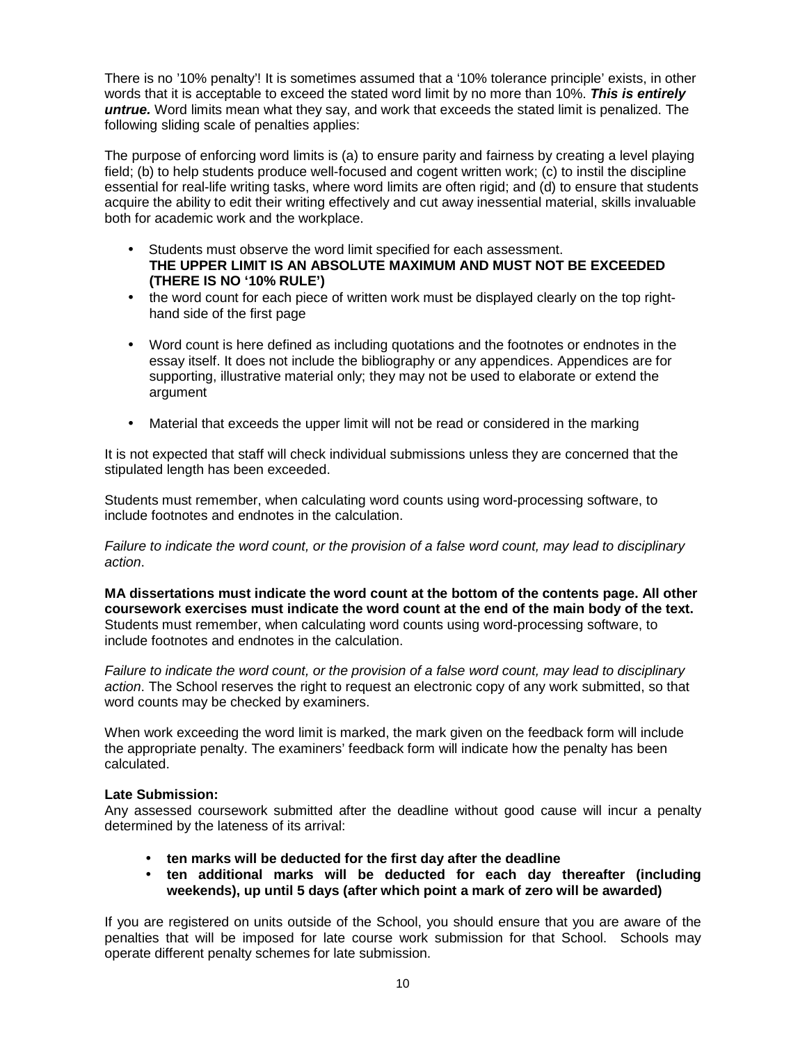There is no '10% penalty'! It is sometimes assumed that a '10% tolerance principle' exists, in other words that it is acceptable to exceed the stated word limit by no more than 10%. ***This is entirely untrue.*** Word limits mean what they say, and work that exceeds the stated limit is penalized. The following sliding scale of penalties applies:

The purpose of enforcing word limits is (a) to ensure parity and fairness by creating a level playing field; (b) to help students produce well-focused and cogent written work; (c) to instil the discipline essential for real-life writing tasks, where word limits are often rigid; and (d) to ensure that students acquire the ability to edit their writing effectively and cut away inessential material, skills invaluable both for academic work and the workplace.

- Students must observe the word limit specified for each assessment. **THE UPPER LIMIT IS AN ABSOLUTE MAXIMUM AND MUST NOT BE EXCEEDED (THERE IS NO '10% RULE')**
- the word count for each piece of written work must be displayed clearly on the top right-hand side of the first page
- Word count is here defined as including quotations and the footnotes or endnotes in the essay itself. It does not include the bibliography or any appendices. Appendices are for supporting, illustrative material only; they may not be used to elaborate or extend the argument
- Material that exceeds the upper limit will not be read or considered in the marking

It is not expected that staff will check individual submissions unless they are concerned that the stipulated length has been exceeded.

Students must remember, when calculating word counts using word-processing software, to include footnotes and endnotes in the calculation.

*Failure to indicate the word count, or the provision of a false word count, may lead to disciplinary action*.

**MA dissertations must indicate the word count at the bottom of the contents page. All other coursework exercises must indicate the word count at the end of the main body of the text.** Students must remember, when calculating word counts using word-processing software, to include footnotes and endnotes in the calculation.

*Failure to indicate the word count, or the provision of a false word count, may lead to disciplinary action*. The School reserves the right to request an electronic copy of any work submitted, so that word counts may be checked by examiners.

When work exceeding the word limit is marked, the mark given on the feedback form will include the appropriate penalty. The examiners' feedback form will indicate how the penalty has been calculated.

**Late Submission:**

Any assessed coursework submitted after the deadline without good cause will incur a penalty determined by the lateness of its arrival:

- **ten marks will be deducted for the first day after the deadline**
- **ten additional marks will be deducted for each day thereafter (including weekends), up until 5 days (after which point a mark of zero will be awarded)**

If you are registered on units outside of the School, you should ensure that you are aware of the penalties that will be imposed for late course work submission for that School. Schools may operate different penalty schemes for late submission.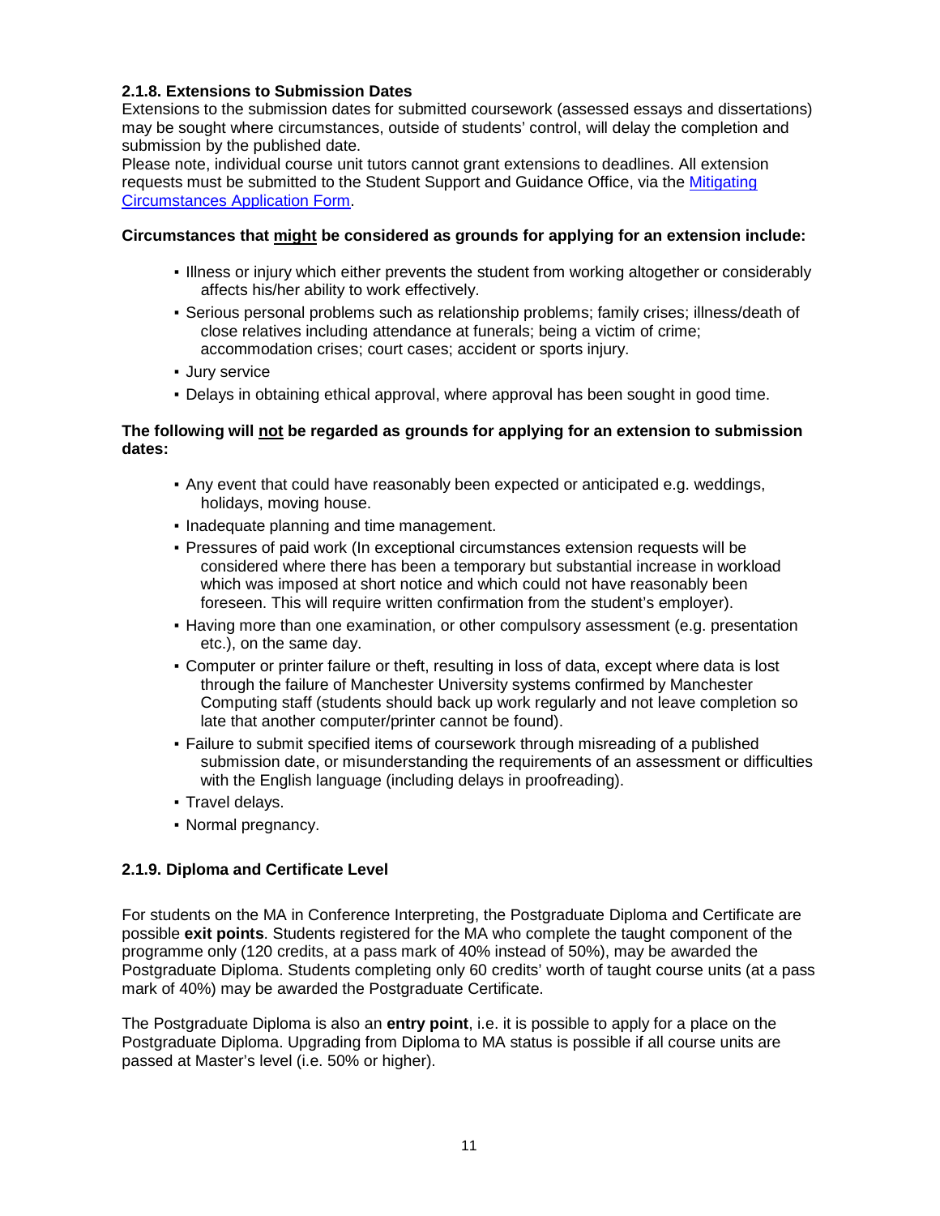### 2.1.8. Extensions to Submission Dates

Extensions to the submission dates for submitted coursework (assessed essays and dissertations) may be sought where circumstances, outside of students' control, will delay the completion and submission by the published date.

Please note, individual course unit tutors cannot grant extensions to deadlines. All extension requests must be submitted to the Student Support and Guidance Office, via the [Mitigating Circumstances Application Form](#).

**Circumstances that might be considered as grounds for applying for an extension include:**

- Illness or injury which either prevents the student from working altogether or considerably affects his/her ability to work effectively.
- Serious personal problems such as relationship problems; family crises; illness/death of close relatives including attendance at funerals; being a victim of crime; accommodation crises; court cases; accident or sports injury.
- Jury service
- Delays in obtaining ethical approval, where approval has been sought in good time.

**The following will not be regarded as grounds for applying for an extension to submission dates:**

- Any event that could have reasonably been expected or anticipated e.g. weddings, holidays, moving house.
- Inadequate planning and time management.
- Pressures of paid work (In exceptional circumstances extension requests will be considered where there has been a temporary but substantial increase in workload which was imposed at short notice and which could not have reasonably been foreseen. This will require written confirmation from the student's employer).
- Having more than one examination, or other compulsory assessment (e.g. presentation etc.), on the same day.
- Computer or printer failure or theft, resulting in loss of data, except where data is lost through the failure of Manchester University systems confirmed by Manchester Computing staff (students should back up work regularly and not leave completion so late that another computer/printer cannot be found).
- Failure to submit specified items of coursework through misreading of a published submission date, or misunderstanding the requirements of an assessment or difficulties with the English language (including delays in proofreading).
- Travel delays.
- Normal pregnancy.

### 2.1.9. Diploma and Certificate Level

For students on the MA in Conference Interpreting, the Postgraduate Diploma and Certificate are possible **exit points**. Students registered for the MA who complete the taught component of the programme only (120 credits, at a pass mark of 40% instead of 50%), may be awarded the Postgraduate Diploma. Students completing only 60 credits' worth of taught course units (at a pass mark of 40%) may be awarded the Postgraduate Certificate.

The Postgraduate Diploma is also an **entry point**, i.e. it is possible to apply for a place on the Postgraduate Diploma. Upgrading from Diploma to MA status is possible if all course units are passed at Master's level (i.e. 50% or higher).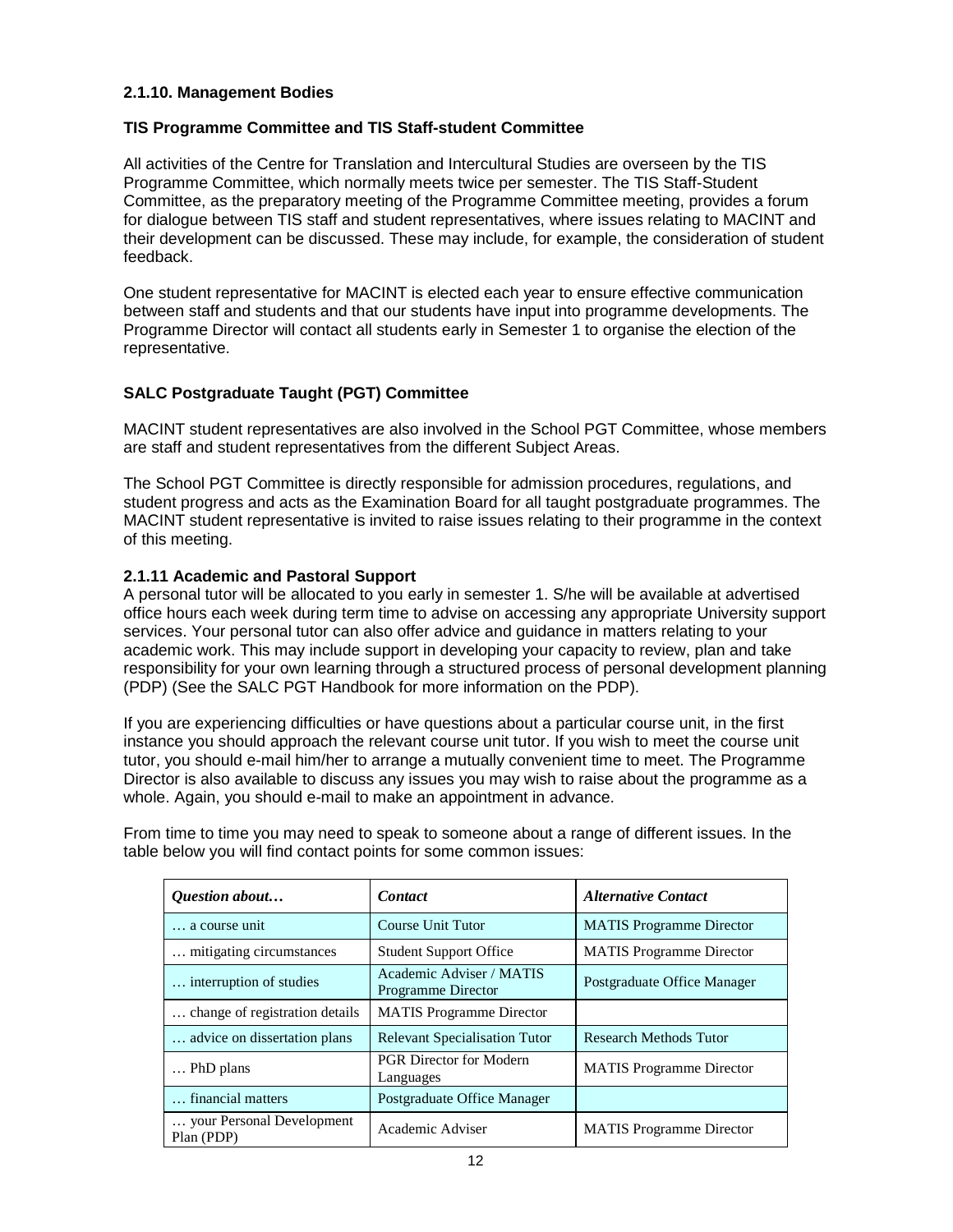### 2.1.10. Management Bodies

#### TIS Programme Committee and TIS Staff-student Committee

All activities of the Centre for Translation and Intercultural Studies are overseen by the TIS Programme Committee, which normally meets twice per semester. The TIS Staff-Student Committee, as the preparatory meeting of the Programme Committee meeting, provides a forum for dialogue between TIS staff and student representatives, where issues relating to MACINT and their development can be discussed. These may include, for example, the consideration of student feedback.

One student representative for MACINT is elected each year to ensure effective communication between staff and students and that our students have input into programme developments. The Programme Director will contact all students early in Semester 1 to organise the election of the representative.

#### SALC Postgraduate Taught (PGT) Committee

MACINT student representatives are also involved in the School PGT Committee, whose members are staff and student representatives from the different Subject Areas.

The School PGT Committee is directly responsible for admission procedures, regulations, and student progress and acts as the Examination Board for all taught postgraduate programmes. The MACINT student representative is invited to raise issues relating to their programme in the context of this meeting.

### 2.1.11 Academic and Pastoral Support

A personal tutor will be allocated to you early in semester 1. S/he will be available at advertised office hours each week during term time to advise on accessing any appropriate University support services. Your personal tutor can also offer advice and guidance in matters relating to your academic work. This may include support in developing your capacity to review, plan and take responsibility for your own learning through a structured process of personal development planning (PDP) (See the SALC PGT Handbook for more information on the PDP).

If you are experiencing difficulties or have questions about a particular course unit, in the first instance you should approach the relevant course unit tutor. If you wish to meet the course unit tutor, you should e-mail him/her to arrange a mutually convenient time to meet. The Programme Director is also available to discuss any issues you may wish to raise about the programme as a whole. Again, you should e-mail to make an appointment in advance.

From time to time you may need to speak to someone about a range of different issues. In the table below you will find contact points for some common issues:

| *Question about…* | *Contact* | *Alternative Contact* |
|---|---|---|
| … a course unit | Course Unit Tutor | MATIS Programme Director |
| … mitigating circumstances | Student Support Office | MATIS Programme Director |
| … interruption of studies | Academic Adviser / MATIS Programme Director | Postgraduate Office Manager |
| … change of registration details | MATIS Programme Director | |
| … advice on dissertation plans | Relevant Specialisation Tutor | Research Methods Tutor |
| … PhD plans | PGR Director for Modern Languages | MATIS Programme Director |
| … financial matters | Postgraduate Office Manager | |
| … your Personal Development Plan (PDP) | Academic Adviser | MATIS Programme Director |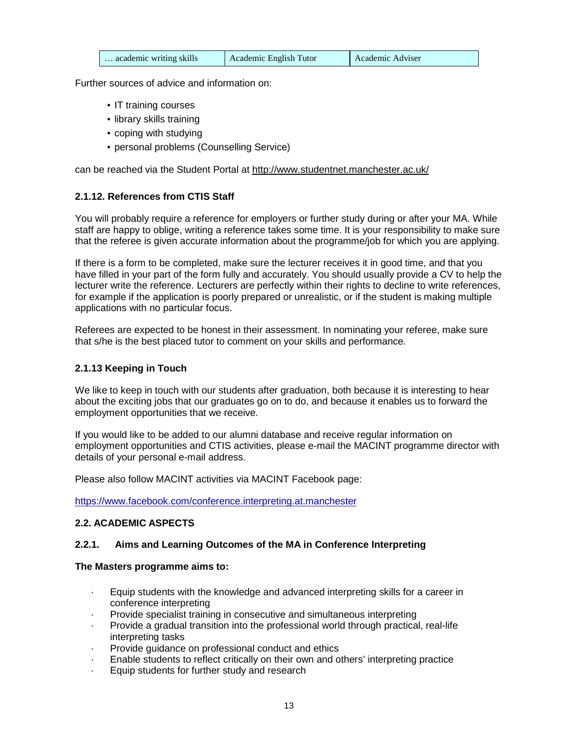| … academic writing skills | Academic English Tutor | Academic Adviser |
|---|---|---|

Further sources of advice and information on:

- IT training courses
- library skills training
- coping with studying
- personal problems (Counselling Service)

can be reached via the Student Portal at http://www.studentnet.manchester.ac.uk/

#### 2.1.12. References from CTIS Staff

You will probably require a reference for employers or further study during or after your MA. While staff are happy to oblige, writing a reference takes some time. It is your responsibility to make sure that the referee is given accurate information about the programme/job for which you are applying.

If there is a form to be completed, make sure the lecturer receives it in good time, and that you have filled in your part of the form fully and accurately. You should usually provide a CV to help the lecturer write the reference. Lecturers are perfectly within their rights to decline to write references, for example if the application is poorly prepared or unrealistic, or if the student is making multiple applications with no particular focus.

Referees are expected to be honest in their assessment. In nominating your referee, make sure that s/he is the best placed tutor to comment on your skills and performance.

#### 2.1.13 Keeping in Touch

We like to keep in touch with our students after graduation, both because it is interesting to hear about the exciting jobs that our graduates go on to do, and because it enables us to forward the employment opportunities that we receive.

If you would like to be added to our alumni database and receive regular information on employment opportunities and CTIS activities, please e-mail the MACINT programme director with details of your personal e-mail address.

Please also follow MACINT activities via MACINT Facebook page:

https://www.facebook.com/conference.interpreting.at.manchester

### 2.2. ACADEMIC ASPECTS

#### 2.2.1. Aims and Learning Outcomes of the MA in Conference Interpreting

**The Masters programme aims to:**

- Equip students with the knowledge and advanced interpreting skills for a career in conference interpreting
- Provide specialist training in consecutive and simultaneous interpreting
- Provide a gradual transition into the professional world through practical, real-life interpreting tasks
- Provide guidance on professional conduct and ethics
- Enable students to reflect critically on their own and others' interpreting practice
- Equip students for further study and research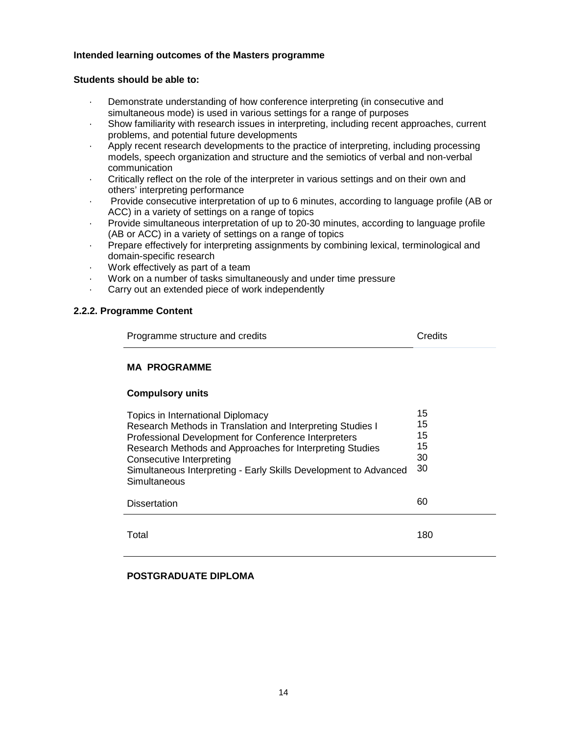**Intended learning outcomes of the Masters programme**

**Students should be able to:**

- Demonstrate understanding of how conference interpreting (in consecutive and simultaneous mode) is used in various settings for a range of purposes
- Show familiarity with research issues in interpreting, including recent approaches, current problems, and potential future developments
- Apply recent research developments to the practice of interpreting, including processing models, speech organization and structure and the semiotics of verbal and non-verbal communication
- Critically reflect on the role of the interpreter in various settings and on their own and others' interpreting performance
- Provide consecutive interpretation of up to 6 minutes, according to language profile (AB or ACC) in a variety of settings on a range of topics
- Provide simultaneous interpretation of up to 20-30 minutes, according to language profile (AB or ACC) in a variety of settings on a range of topics
- Prepare effectively for interpreting assignments by combining lexical, terminological and domain-specific research
- Work effectively as part of a team
- Work on a number of tasks simultaneously and under time pressure
- Carry out an extended piece of work independently

### 2.2.2. Programme Content

| Programme structure and credits | Credits |
| --- | --- |
| **MA PROGRAMME** | |
| **Compulsory units** | |
| Topics in International Diplomacy | 15 |
| Research Methods in Translation and Interpreting Studies I | 15 |
| Professional Development for Conference Interpreters | 15 |
| Research Methods and Approaches for Interpreting Studies | 15 |
| Consecutive Interpreting | 30 |
| Simultaneous Interpreting - Early Skills Development to Advanced Simultaneous | 30 |
| Dissertation | 60 |
| Total | 180 |

**POSTGRADUATE DIPLOMA**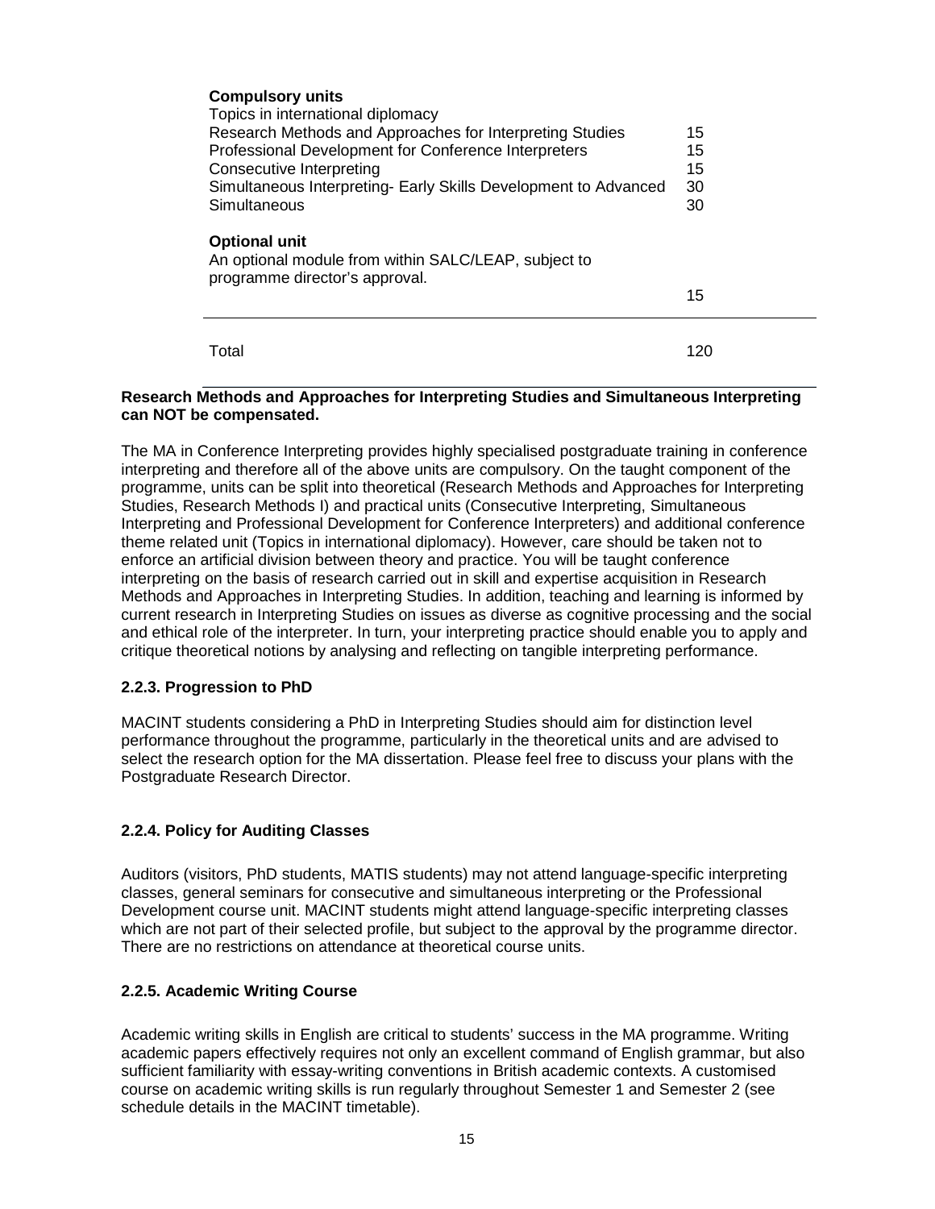| **Compulsory units** | |
|---|---|
| Topics in international diplomacy | |
| Research Methods and Approaches for Interpreting Studies | 15 |
| Professional Development for Conference Interpreters | 15 |
| Consecutive Interpreting | 15 |
| Simultaneous Interpreting- Early Skills Development to Advanced | 30 |
| Simultaneous | 30 |
| **Optional unit** | |
| An optional module from within SALC/LEAP, subject to programme director's approval. | 15 |
| Total | 120 |

**Research Methods and Approaches for Interpreting Studies and Simultaneous Interpreting can NOT be compensated.**

The MA in Conference Interpreting provides highly specialised postgraduate training in conference interpreting and therefore all of the above units are compulsory. On the taught component of the programme, units can be split into theoretical (Research Methods and Approaches for Interpreting Studies, Research Methods I) and practical units (Consecutive Interpreting, Simultaneous Interpreting and Professional Development for Conference Interpreters) and additional conference theme related unit (Topics in international diplomacy). However, care should be taken not to enforce an artificial division between theory and practice. You will be taught conference interpreting on the basis of research carried out in skill and expertise acquisition in Research Methods and Approaches in Interpreting Studies. In addition, teaching and learning is informed by current research in Interpreting Studies on issues as diverse as cognitive processing and the social and ethical role of the interpreter. In turn, your interpreting practice should enable you to apply and critique theoretical notions by analysing and reflecting on tangible interpreting performance.

### 2.2.3. Progression to PhD

MACINT students considering a PhD in Interpreting Studies should aim for distinction level performance throughout the programme, particularly in the theoretical units and are advised to select the research option for the MA dissertation. Please feel free to discuss your plans with the Postgraduate Research Director.

### 2.2.4. Policy for Auditing Classes

Auditors (visitors, PhD students, MATIS students) may not attend language-specific interpreting classes, general seminars for consecutive and simultaneous interpreting or the Professional Development course unit. MACINT students might attend language-specific interpreting classes which are not part of their selected profile, but subject to the approval by the programme director. There are no restrictions on attendance at theoretical course units.

### 2.2.5. Academic Writing Course

Academic writing skills in English are critical to students' success in the MA programme. Writing academic papers effectively requires not only an excellent command of English grammar, but also sufficient familiarity with essay-writing conventions in British academic contexts. A customised course on academic writing skills is run regularly throughout Semester 1 and Semester 2 (see schedule details in the MACINT timetable).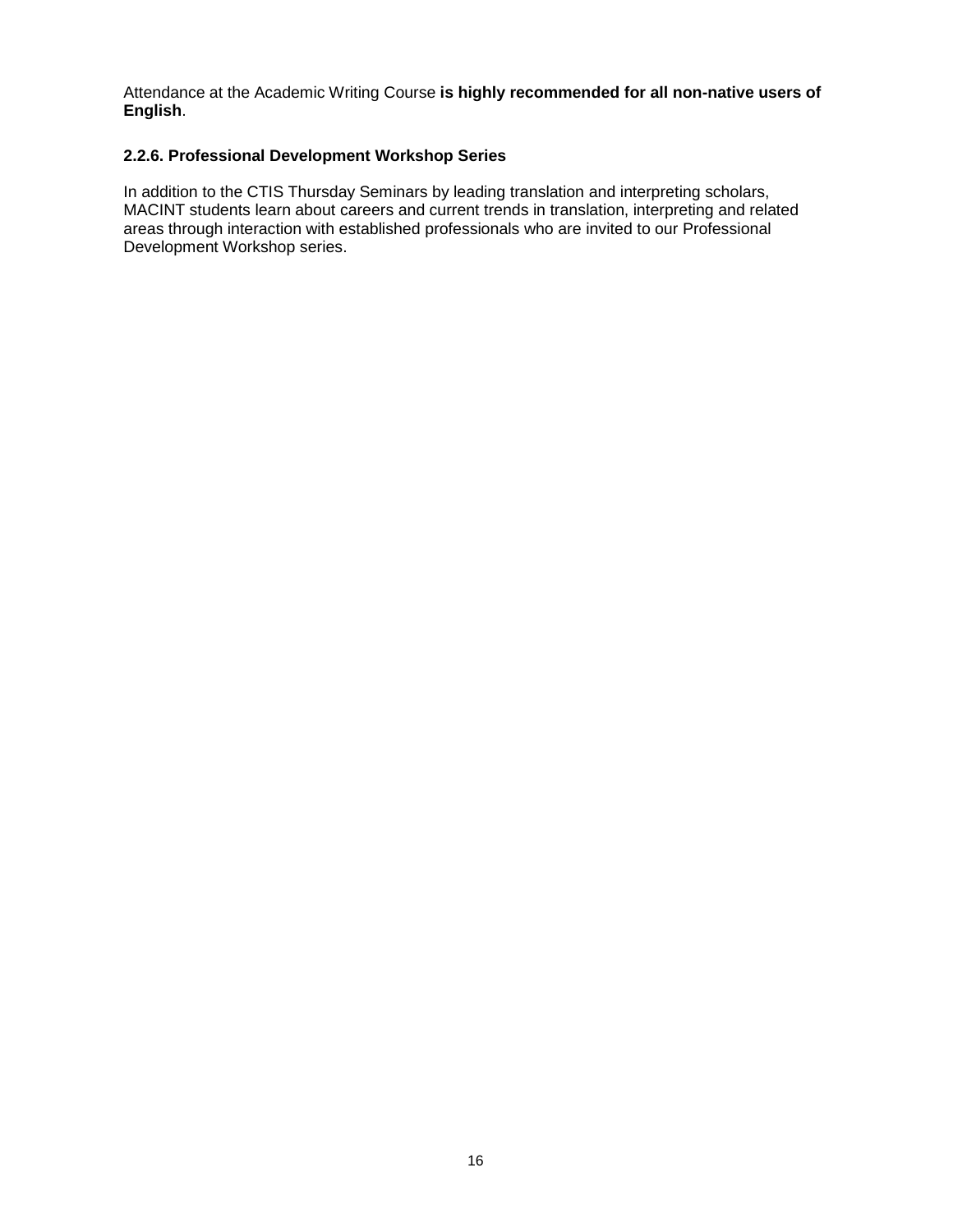Attendance at the Academic Writing Course **is highly recommended for all non-native users of English**.

### 2.2.6. Professional Development Workshop Series

In addition to the CTIS Thursday Seminars by leading translation and interpreting scholars, MACINT students learn about careers and current trends in translation, interpreting and related areas through interaction with established professionals who are invited to our Professional Development Workshop series.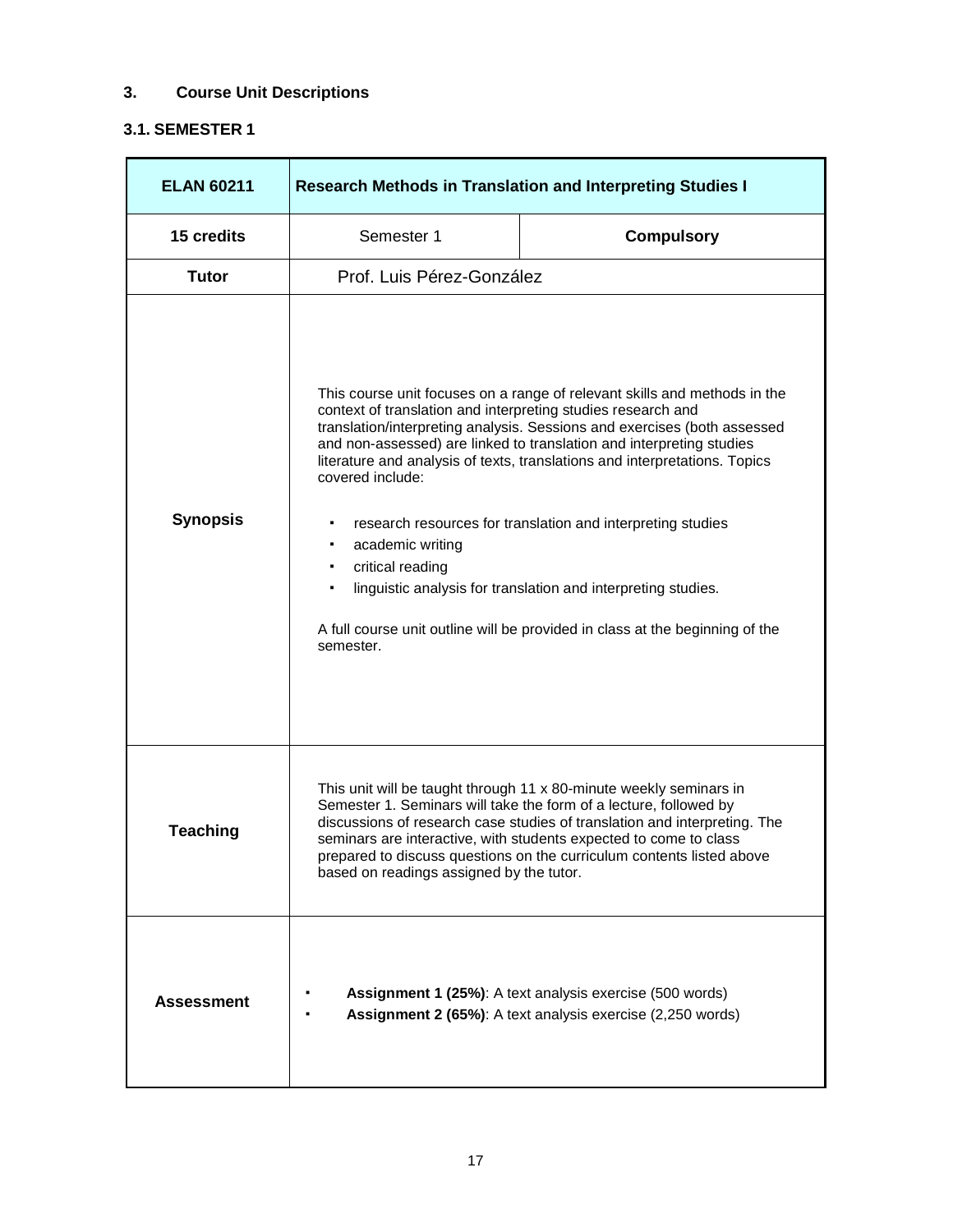## 3. Course Unit Descriptions

### 3.1. SEMESTER 1

| **ELAN 60211** | **Research Methods in Translation and Interpreting Studies I** | |
|---|---|---|
| **15 credits** | Semester 1 | **Compulsory** |
| **Tutor** | Prof. Luis Pérez-González | |
| **Synopsis** | This course unit focuses on a range of relevant skills and methods in the context of translation and interpreting studies research and translation/interpreting analysis. Sessions and exercises (both assessed and non-assessed) are linked to translation and interpreting studies literature and analysis of texts, translations and interpretations. Topics covered include:<br><br>▪ research resources for translation and interpreting studies<br>▪ academic writing<br>▪ critical reading<br>▪ linguistic analysis for translation and interpreting studies.<br><br>A full course unit outline will be provided in class at the beginning of the semester. | |
| **Teaching** | This unit will be taught through 11 x 80-minute weekly seminars in Semester 1. Seminars will take the form of a lecture, followed by discussions of research case studies of translation and interpreting. The seminars are interactive, with students expected to come to class prepared to discuss questions on the curriculum contents listed above based on readings assigned by the tutor. | |
| **Assessment** | ▪ **Assignment 1 (25%)**: A text analysis exercise (500 words)<br>▪ **Assignment 2 (65%)**: A text analysis exercise (2,250 words) | |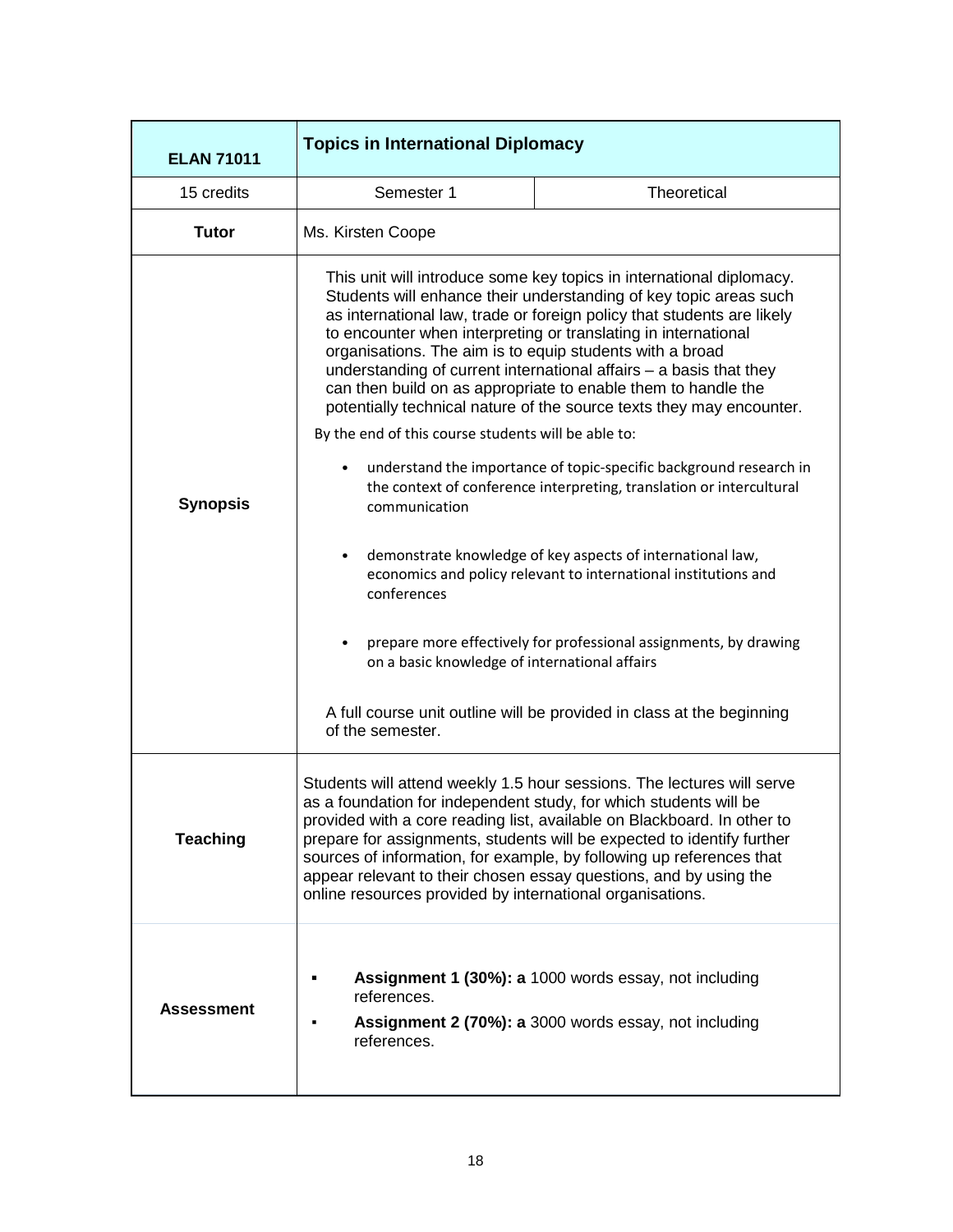| ELAN 71011 | Topics in International Diplomacy | |
|---|---|---|
| 15 credits | Semester 1 | Theoretical |
| **Tutor** | Ms. Kirsten Coope | |
| **Synopsis** | This unit will introduce some key topics in international diplomacy. Students will enhance their understanding of key topic areas such as international law, trade or foreign policy that students are likely to encounter when interpreting or translating in international organisations. The aim is to equip students with a broad understanding of current international affairs – a basis that they can then build on as appropriate to enable them to handle the potentially technical nature of the source texts they may encounter.<br><br>By the end of this course students will be able to:<br><br>• understand the importance of topic-specific background research in the context of conference interpreting, translation or intercultural communication<br><br>• demonstrate knowledge of key aspects of international law, economics and policy relevant to international institutions and conferences<br><br>• prepare more effectively for professional assignments, by drawing on a basic knowledge of international affairs<br><br>A full course unit outline will be provided in class at the beginning of the semester. | |
| **Teaching** | Students will attend weekly 1.5 hour sessions. The lectures will serve as a foundation for independent study, for which students will be provided with a core reading list, available on Blackboard. In other to prepare for assignments, students will be expected to identify further sources of information, for example, by following up references that appear relevant to their chosen essay questions, and by using the online resources provided by international organisations. | |
| **Assessment** | ▪ **Assignment 1 (30%): a** 1000 words essay, not including references.<br>▪ **Assignment 2 (70%): a** 3000 words essay, not including references. | |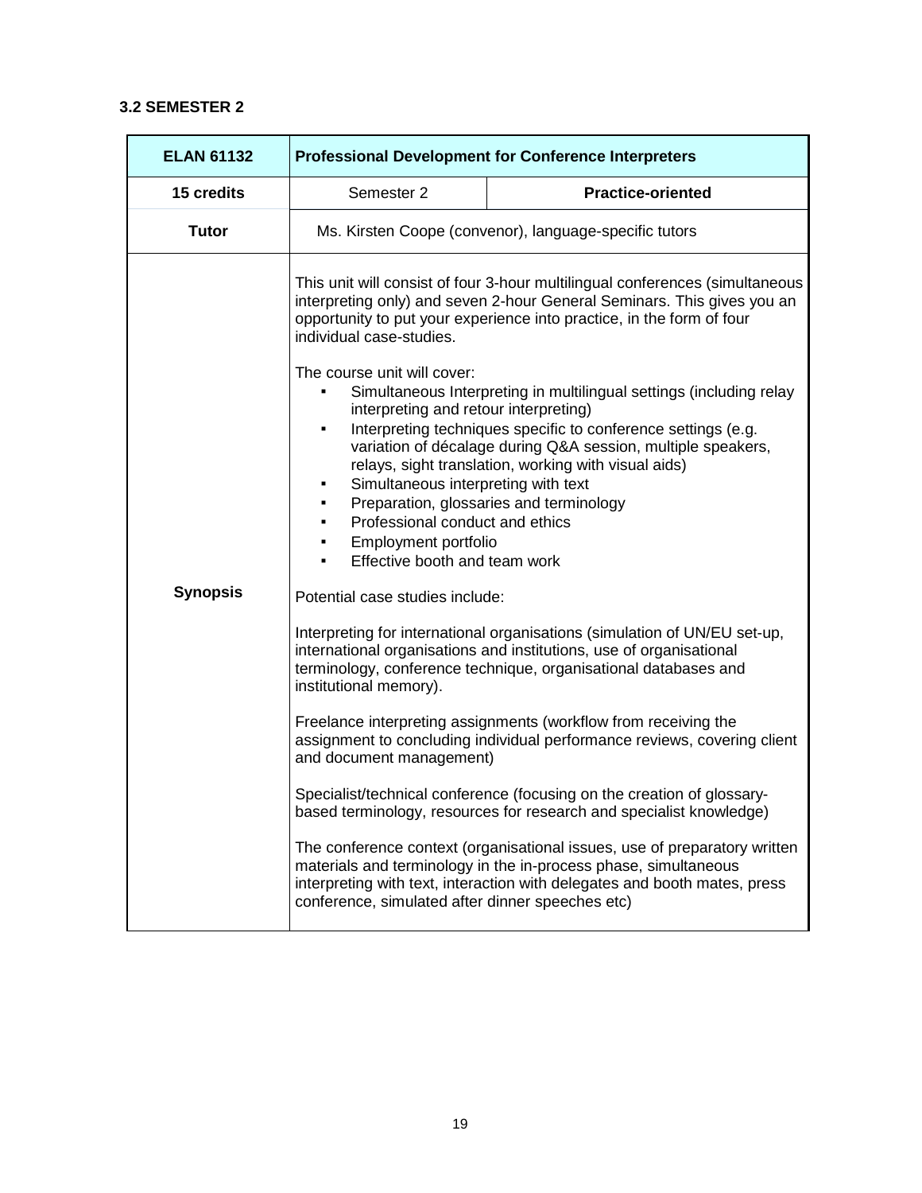### 3.2 SEMESTER 2

| ELAN 61132 | Professional Development for Conference Interpreters | |
|---|---|---|
| **15 credits** | Semester 2 | **Practice-oriented** |
| **Tutor** | Ms. Kirsten Coope (convenor), language-specific tutors | |
| **Synopsis** | This unit will consist of four 3-hour multilingual conferences (simultaneous interpreting only) and seven 2-hour General Seminars. This gives you an opportunity to put your experience into practice, in the form of four individual case-studies.<br><br>The course unit will cover:<br>▪ Simultaneous Interpreting in multilingual settings (including relay interpreting and retour interpreting)<br>▪ Interpreting techniques specific to conference settings (e.g. variation of décalage during Q&A session, multiple speakers, relays, sight translation, working with visual aids)<br>▪ Simultaneous interpreting with text<br>▪ Preparation, glossaries and terminology<br>▪ Professional conduct and ethics<br>▪ Employment portfolio<br>▪ Effective booth and team work<br><br>Potential case studies include:<br><br>Interpreting for international organisations (simulation of UN/EU set-up, international organisations and institutions, use of organisational terminology, conference technique, organisational databases and institutional memory).<br><br>Freelance interpreting assignments (workflow from receiving the assignment to concluding individual performance reviews, covering client and document management)<br><br>Specialist/technical conference (focusing on the creation of glossary-based terminology, resources for research and specialist knowledge)<br><br>The conference context (organisational issues, use of preparatory written materials and terminology in the in-process phase, simultaneous interpreting with text, interaction with delegates and booth mates, press conference, simulated after dinner speeches etc) | |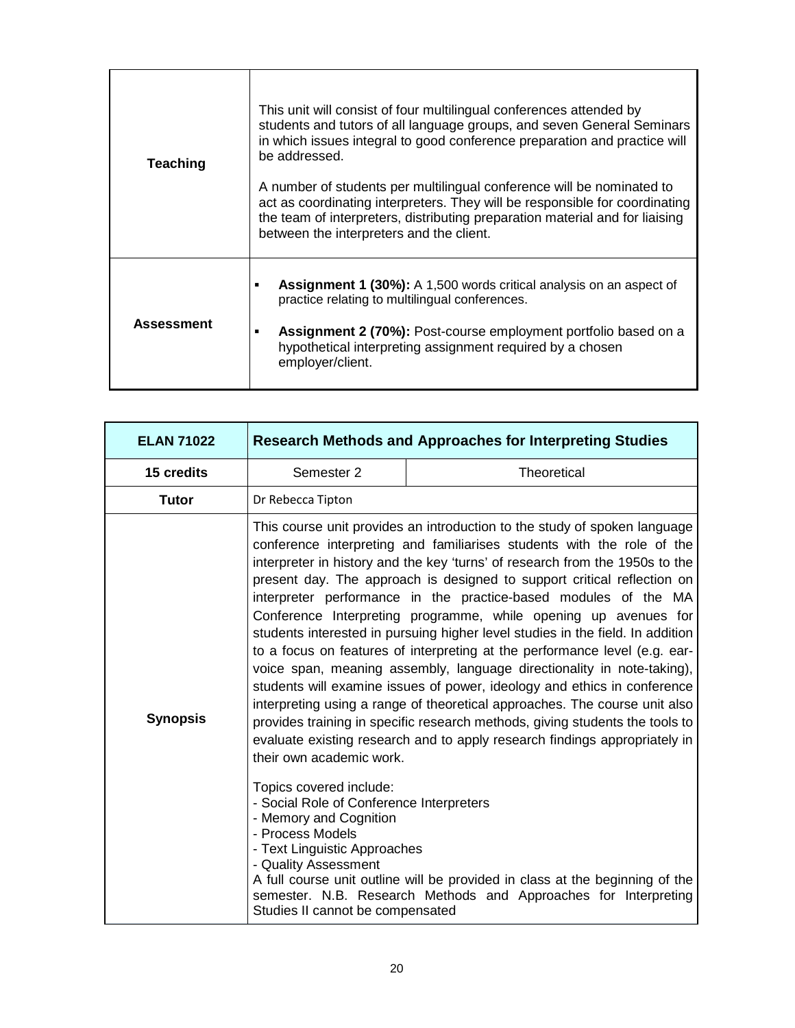| | |
|---|---|
| **Teaching** | This unit will consist of four multilingual conferences attended by students and tutors of all language groups, and seven General Seminars in which issues integral to good conference preparation and practice will be addressed.<br><br>A number of students per multilingual conference will be nominated to act as coordinating interpreters. They will be responsible for coordinating the team of interpreters, distributing preparation material and for liaising between the interpreters and the client. |
| **Assessment** | ▪ **Assignment 1 (30%):** A 1,500 words critical analysis on an aspect of practice relating to multilingual conferences.<br><br>▪ **Assignment 2 (70%):** Post-course employment portfolio based on a hypothetical interpreting assignment required by a chosen employer/client. |

| **ELAN 71022** | **Research Methods and Approaches for Interpreting Studies** | |
|---|---|---|
| **15 credits** | Semester 2 | Theoretical |
| **Tutor** | Dr Rebecca Tipton | |
| **Synopsis** | This course unit provides an introduction to the study of spoken language conference interpreting and familiarises students with the role of the interpreter in history and the key 'turns' of research from the 1950s to the present day. The approach is designed to support critical reflection on interpreter performance in the practice-based modules of the MA Conference Interpreting programme, while opening up avenues for students interested in pursuing higher level studies in the field. In addition to a focus on features of interpreting at the performance level (e.g. ear-voice span, meaning assembly, language directionality in note-taking), students will examine issues of power, ideology and ethics in conference interpreting using a range of theoretical approaches. The course unit also provides training in specific research methods, giving students the tools to evaluate existing research and to apply research findings appropriately in their own academic work.<br><br>Topics covered include:<br>- Social Role of Conference Interpreters<br>- Memory and Cognition<br>- Process Models<br>- Text Linguistic Approaches<br>- Quality Assessment<br>A full course unit outline will be provided in class at the beginning of the semester. N.B. Research Methods and Approaches for Interpreting Studies II cannot be compensated | |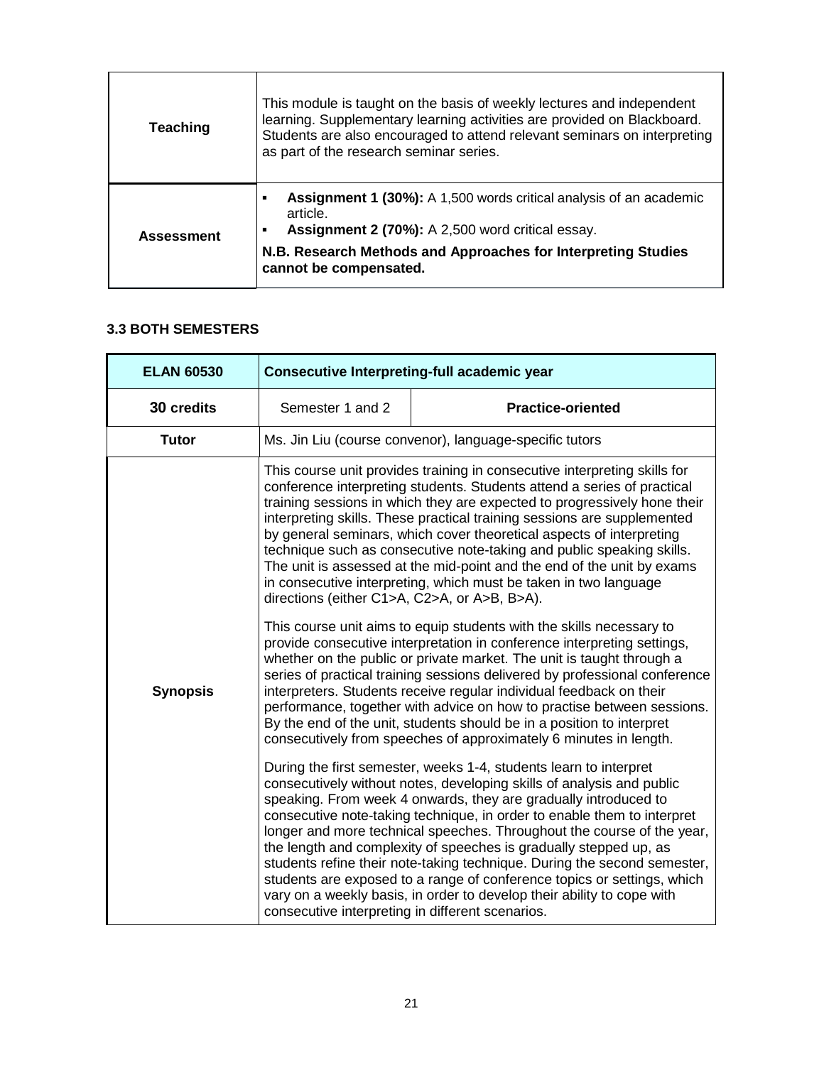| | |
|---|---|
| **Teaching** | This module is taught on the basis of weekly lectures and independent learning. Supplementary learning activities are provided on Blackboard. Students are also encouraged to attend relevant seminars on interpreting as part of the research seminar series. |
| **Assessment** | ▪ **Assignment 1 (30%):** A 1,500 words critical analysis of an academic article.<br>▪ **Assignment 2 (70%):** A 2,500 word critical essay.<br>**N.B. Research Methods and Approaches for Interpreting Studies cannot be compensated.** |

### 3.3 BOTH SEMESTERS

| **ELAN 60530** | **Consecutive Interpreting-full academic year** | |
|---|---|---|
| **30 credits** | Semester 1 and 2 | **Practice-oriented** |
| **Tutor** | Ms. Jin Liu (course convenor), language-specific tutors | |
| **Synopsis** | This course unit provides training in consecutive interpreting skills for conference interpreting students. Students attend a series of practical training sessions in which they are expected to progressively hone their interpreting skills. These practical training sessions are supplemented by general seminars, which cover theoretical aspects of interpreting technique such as consecutive note-taking and public speaking skills. The unit is assessed at the mid-point and the end of the unit by exams in consecutive interpreting, which must be taken in two language directions (either C1>A, C2>A, or A>B, B>A).<br><br>This course unit aims to equip students with the skills necessary to provide consecutive interpretation in conference interpreting settings, whether on the public or private market. The unit is taught through a series of practical training sessions delivered by professional conference interpreters. Students receive regular individual feedback on their performance, together with advice on how to practise between sessions. By the end of the unit, students should be in a position to interpret consecutively from speeches of approximately 6 minutes in length.<br><br>During the first semester, weeks 1-4, students learn to interpret consecutively without notes, developing skills of analysis and public speaking. From week 4 onwards, they are gradually introduced to consecutive note-taking technique, in order to enable them to interpret longer and more technical speeches. Throughout the course of the year, the length and complexity of speeches is gradually stepped up, as students refine their note-taking technique. During the second semester, students are exposed to a range of conference topics or settings, which vary on a weekly basis, in order to develop their ability to cope with consecutive interpreting in different scenarios. | |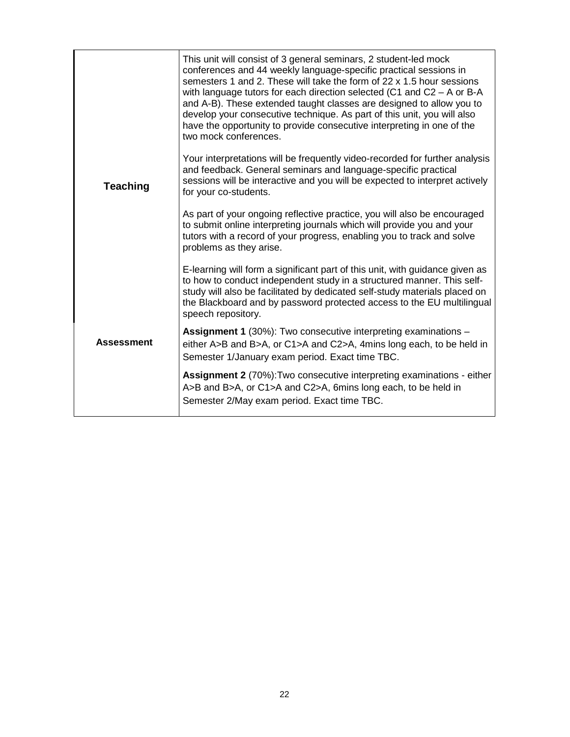| | |
|---|---|
| **Teaching** | This unit will consist of 3 general seminars, 2 student-led mock conferences and 44 weekly language-specific practical sessions in semesters 1 and 2. These will take the form of 22 x 1.5 hour sessions with language tutors for each direction selected (C1 and C2 – A or B-A and A-B). These extended taught classes are designed to allow you to develop your consecutive technique. As part of this unit, you will also have the opportunity to provide consecutive interpreting in one of the two mock conferences.<br><br>Your interpretations will be frequently video-recorded for further analysis and feedback. General seminars and language-specific practical sessions will be interactive and you will be expected to interpret actively for your co-students.<br><br>As part of your ongoing reflective practice, you will also be encouraged to submit online interpreting journals which will provide you and your tutors with a record of your progress, enabling you to track and solve problems as they arise.<br><br>E-learning will form a significant part of this unit, with guidance given as to how to conduct independent study in a structured manner. This self-study will also be facilitated by dedicated self-study materials placed on the Blackboard and by password protected access to the EU multilingual speech repository. |
| **Assessment** | **Assignment 1** (30%): Two consecutive interpreting examinations – either A>B and B>A, or C1>A and C2>A, 4mins long each, to be held in Semester 1/January exam period. Exact time TBC.<br><br>**Assignment 2** (70%):Two consecutive interpreting examinations - either A>B and B>A, or C1>A and C2>A, 6mins long each, to be held in Semester 2/May exam period. Exact time TBC. |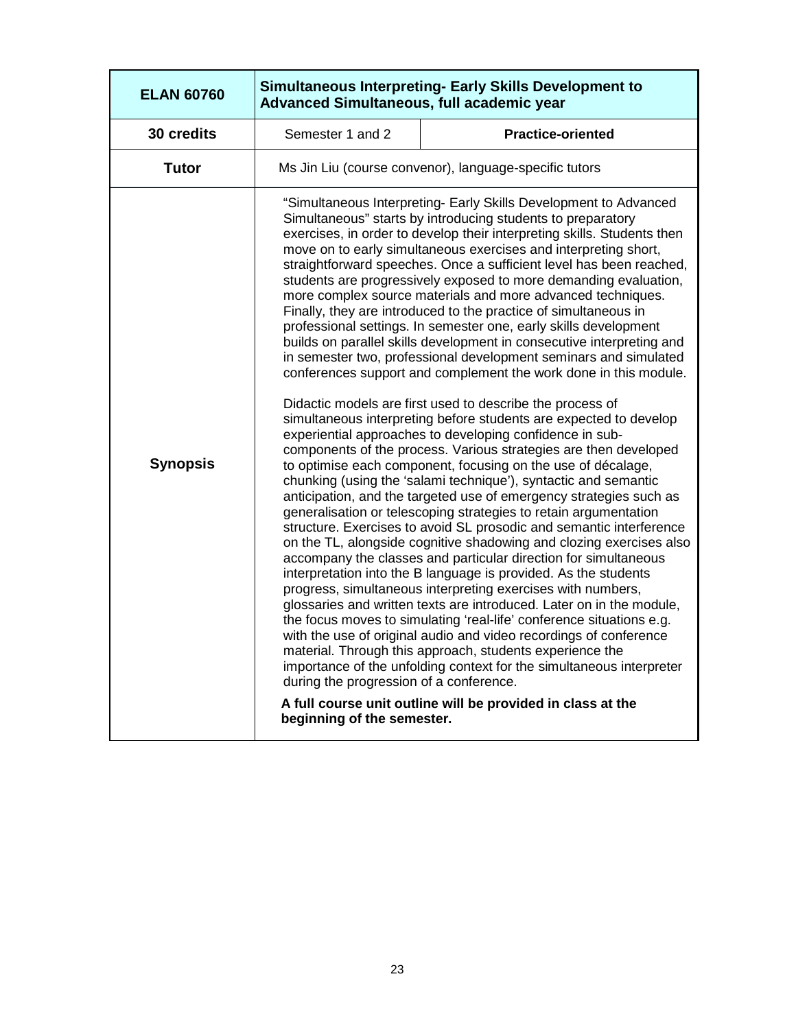| ELAN 60760 | Simultaneous Interpreting- Early Skills Development to Advanced Simultaneous, full academic year | |
|---|---|---|
| **30 credits** | Semester 1 and 2 | **Practice-oriented** |
| **Tutor** | Ms Jin Liu (course convenor), language-specific tutors | |
| **Synopsis** | "Simultaneous Interpreting- Early Skills Development to Advanced Simultaneous" starts by introducing students to preparatory exercises, in order to develop their interpreting skills. Students then move on to early simultaneous exercises and interpreting short, straightforward speeches. Once a sufficient level has been reached, students are progressively exposed to more demanding evaluation, more complex source materials and more advanced techniques. Finally, they are introduced to the practice of simultaneous in professional settings. In semester one, early skills development builds on parallel skills development in consecutive interpreting and in semester two, professional development seminars and simulated conferences support and complement the work done in this module.<br><br>Didactic models are first used to describe the process of simultaneous interpreting before students are expected to develop experiential approaches to developing confidence in sub-components of the process. Various strategies are then developed to optimise each component, focusing on the use of décalage, chunking (using the 'salami technique'), syntactic and semantic anticipation, and the targeted use of emergency strategies such as generalisation or telescoping strategies to retain argumentation structure. Exercises to avoid SL prosodic and semantic interference on the TL, alongside cognitive shadowing and clozing exercises also accompany the classes and particular direction for simultaneous interpretation into the B language is provided. As the students progress, simultaneous interpreting exercises with numbers, glossaries and written texts are introduced. Later on in the module, the focus moves to simulating 'real-life' conference situations e.g. with the use of original audio and video recordings of conference material. Through this approach, students experience the importance of the unfolding context for the simultaneous interpreter during the progression of a conference.<br><br>**A full course unit outline will be provided in class at the beginning of the semester.** | |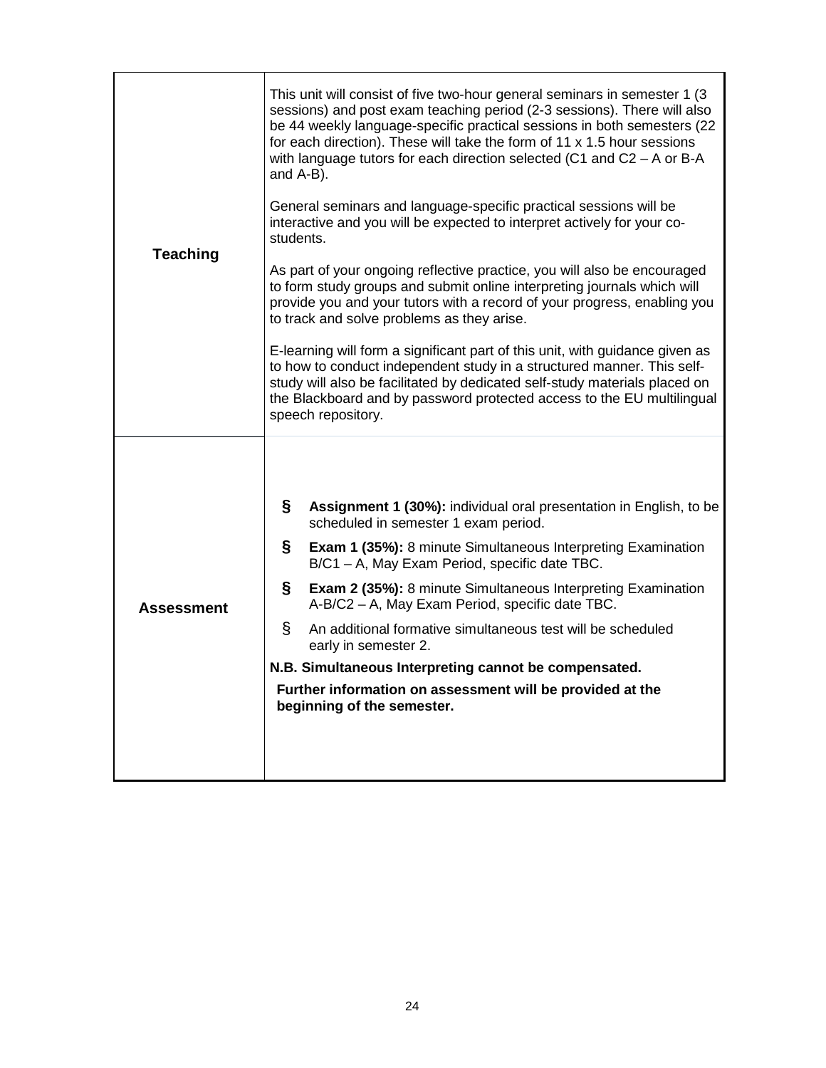| | |
|---|---|
| **Teaching** | This unit will consist of five two-hour general seminars in semester 1 (3 sessions) and post exam teaching period (2-3 sessions). There will also be 44 weekly language-specific practical sessions in both semesters (22 for each direction). These will take the form of 11 x 1.5 hour sessions with language tutors for each direction selected (C1 and C2 – A or B-A and A-B).<br><br>General seminars and language-specific practical sessions will be interactive and you will be expected to interpret actively for your co-students.<br><br>As part of your ongoing reflective practice, you will also be encouraged to form study groups and submit online interpreting journals which will provide you and your tutors with a record of your progress, enabling you to track and solve problems as they arise.<br><br>E-learning will form a significant part of this unit, with guidance given as to how to conduct independent study in a structured manner. This self-study will also be facilitated by dedicated self-study materials placed on the Blackboard and by password protected access to the EU multilingual speech repository. |
| **Assessment** | § **Assignment 1 (30%):** individual oral presentation in English, to be scheduled in semester 1 exam period.<br>§ **Exam 1 (35%):** 8 minute Simultaneous Interpreting Examination B/C1 – A, May Exam Period, specific date TBC.<br>§ **Exam 2 (35%):** 8 minute Simultaneous Interpreting Examination A-B/C2 – A, May Exam Period, specific date TBC.<br>§ An additional formative simultaneous test will be scheduled early in semester 2.<br><br>**N.B. Simultaneous Interpreting cannot be compensated.**<br><br>**Further information on assessment will be provided at the beginning of the semester.** |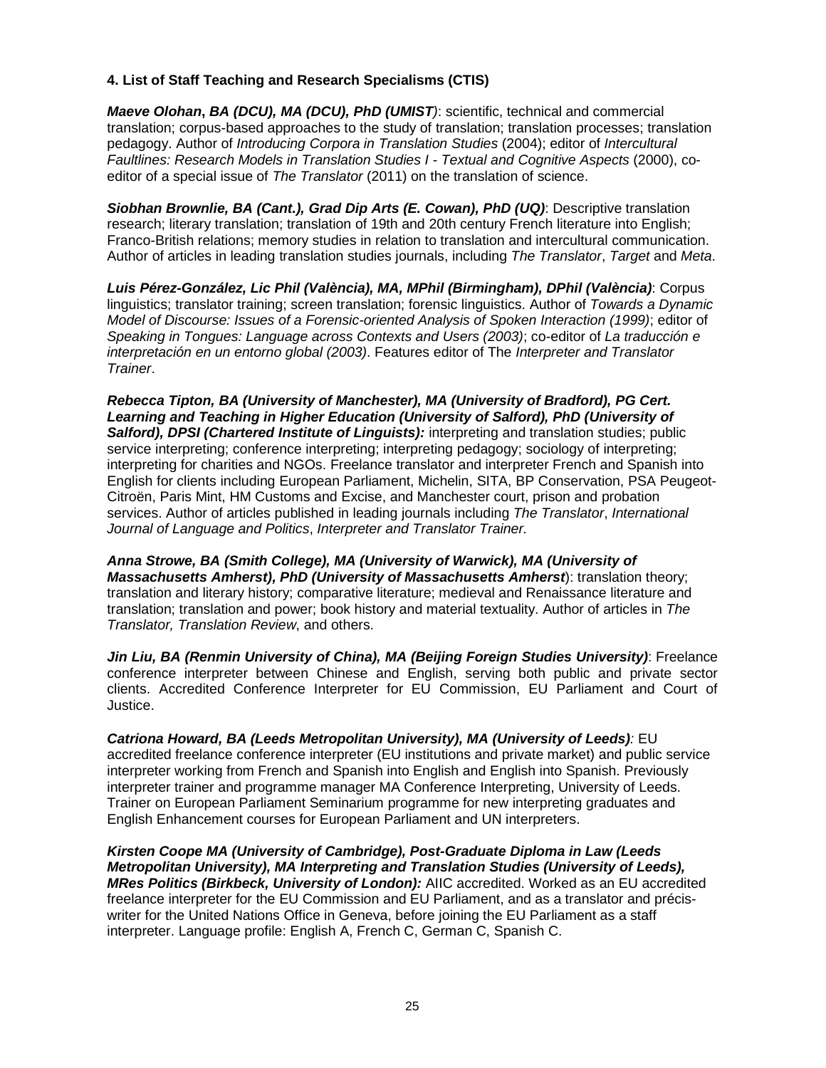#### 4. List of Staff Teaching and Research Specialisms (CTIS)

***Maeve Olohan*, *BA (DCU), MA (DCU), PhD (UMIST)***: scientific, technical and commercial translation; corpus-based approaches to the study of translation; translation processes; translation pedagogy. Author of *Introducing Corpora in Translation Studies* (2004); editor of *Intercultural Faultlines: Research Models in Translation Studies I - Textual and Cognitive Aspects* (2000), co-editor of a special issue of *The Translator* (2011) on the translation of science.

***Siobhan Brownlie, BA (Cant.), Grad Dip Arts (E. Cowan), PhD (UQ)***: Descriptive translation research; literary translation; translation of 19th and 20th century French literature into English; Franco-British relations; memory studies in relation to translation and intercultural communication. Author of articles in leading translation studies journals, including *The Translator*, *Target* and *Meta*.

***Luis Pérez-González, Lic Phil (València), MA, MPhil (Birmingham), DPhil (València)***: Corpus linguistics; translator training; screen translation; forensic linguistics. Author of *Towards a Dynamic Model of Discourse: Issues of a Forensic-oriented Analysis of Spoken Interaction (1999)*; editor of *Speaking in Tongues: Language across Contexts and Users (2003)*; co-editor of *La traducción e interpretación en un entorno global (2003)*. Features editor of The *Interpreter and Translator Trainer*.

***Rebecca Tipton, BA (University of Manchester), MA (University of Bradford), PG Cert. Learning and Teaching in Higher Education (University of Salford), PhD (University of Salford), DPSI (Chartered Institute of Linguists):*** interpreting and translation studies; public service interpreting; conference interpreting; interpreting pedagogy; sociology of interpreting; interpreting for charities and NGOs. Freelance translator and interpreter French and Spanish into English for clients including European Parliament, Michelin, SITA, BP Conservation, PSA Peugeot-Citroën, Paris Mint, HM Customs and Excise, and Manchester court, prison and probation services. Author of articles published in leading journals including *The Translator*, *International Journal of Language and Politics*, *Interpreter and Translator Trainer.*

***Anna Strowe, BA (Smith College), MA (University of Warwick), MA (University of Massachusetts Amherst), PhD (University of Massachusetts Amherst***): translation theory; translation and literary history; comparative literature; medieval and Renaissance literature and translation; translation and power; book history and material textuality. Author of articles in *The Translator, Translation Review*, and others.

***Jin Liu, BA (Renmin University of China), MA (Beijing Foreign Studies University)***: Freelance conference interpreter between Chinese and English, serving both public and private sector clients. Accredited Conference Interpreter for EU Commission, EU Parliament and Court of Justice.

***Catriona Howard, BA (Leeds Metropolitan University), MA (University of Leeds):*** EU accredited freelance conference interpreter (EU institutions and private market) and public service interpreter working from French and Spanish into English and English into Spanish. Previously interpreter trainer and programme manager MA Conference Interpreting, University of Leeds. Trainer on European Parliament Seminarium programme for new interpreting graduates and English Enhancement courses for European Parliament and UN interpreters.

***Kirsten Coope MA (University of Cambridge), Post-Graduate Diploma in Law (Leeds Metropolitan University), MA Interpreting and Translation Studies (University of Leeds), MRes Politics (Birkbeck, University of London):*** AIIC accredited. Worked as an EU accredited freelance interpreter for the EU Commission and EU Parliament, and as a translator and précis-writer for the United Nations Office in Geneva, before joining the EU Parliament as a staff interpreter. Language profile: English A, French C, German C, Spanish C.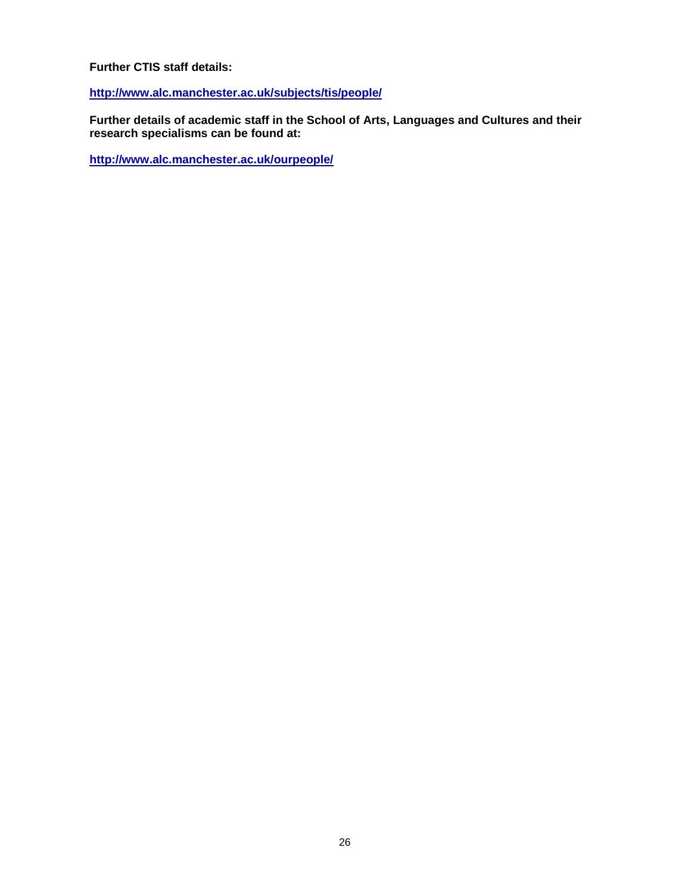**Further CTIS staff details:**

**http://www.alc.manchester.ac.uk/subjects/tis/people/**

**Further details of academic staff in the School of Arts, Languages and Cultures and their research specialisms can be found at:**

**http://www.alc.manchester.ac.uk/ourpeople/**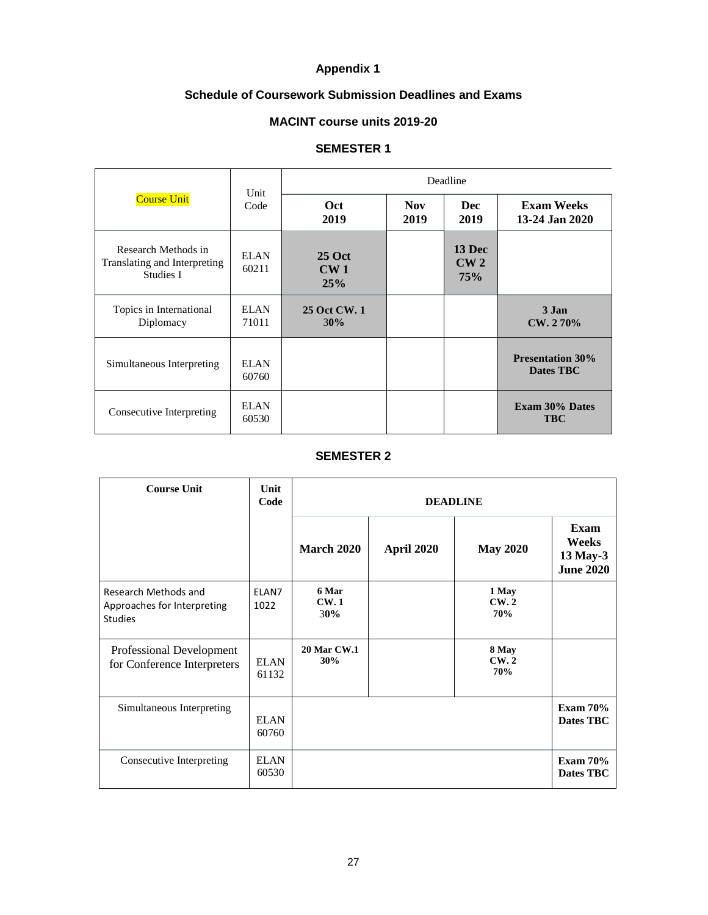# Appendix 1

## Schedule of Coursework Submission Deadlines and Exams

## MACINT course units 2019-20

### SEMESTER 1

| Course Unit | Unit Code | Deadline | | | |
|---|---|---|---|---|---|
| | | **Oct 2019** | **Nov 2019** | **Dec 2019** | **Exam Weeks 13-24 Jan 2020** |
| Research Methods in Translating and Interpreting Studies I | ELAN 60211 | **25 Oct CW 1 25%** | | **13 Dec CW 2 75%** | |
| Topics in International Diplomacy | ELAN 71011 | **25 Oct CW. 1 30%** | | | **3 Jan CW. 2 70%** |
| Simultaneous Interpreting | ELAN 60760 | | | | **Presentation 30% Dates TBC** |
| Consecutive Interpreting | ELAN 60530 | | | | **Exam 30% Dates TBC** |

### SEMESTER 2

| Course Unit | Unit Code | DEADLINE | | | |
|---|---|---|---|---|---|
| | | **March 2020** | **April 2020** | **May 2020** | **Exam Weeks 13 May-3 June 2020** |
| Research Methods and Approaches for Interpreting Studies | ELAN71022 | **6 Mar CW. 1 30%** | | **1 May CW. 2 70%** | |
| Professional Development for Conference Interpreters | ELAN 61132 | **20 Mar CW.1 30%** | | **8 May CW. 2 70%** | |
| Simultaneous Interpreting | ELAN 60760 | | | | **Exam 70% Dates TBC** |
| Consecutive Interpreting | ELAN 60530 | | | | **Exam 70% Dates TBC** |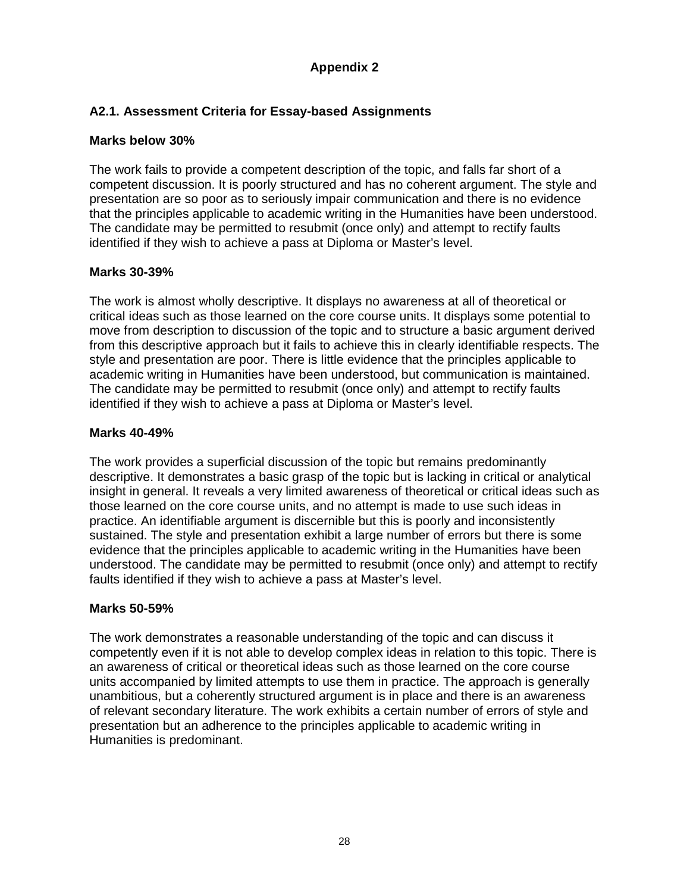# Appendix 2

## A2.1. Assessment Criteria for Essay-based Assignments

### Marks below 30%

The work fails to provide a competent description of the topic, and falls far short of a competent discussion. It is poorly structured and has no coherent argument. The style and presentation are so poor as to seriously impair communication and there is no evidence that the principles applicable to academic writing in the Humanities have been understood. The candidate may be permitted to resubmit (once only) and attempt to rectify faults identified if they wish to achieve a pass at Diploma or Master's level.

### Marks 30-39%

The work is almost wholly descriptive. It displays no awareness at all of theoretical or critical ideas such as those learned on the core course units. It displays some potential to move from description to discussion of the topic and to structure a basic argument derived from this descriptive approach but it fails to achieve this in clearly identifiable respects. The style and presentation are poor. There is little evidence that the principles applicable to academic writing in Humanities have been understood, but communication is maintained. The candidate may be permitted to resubmit (once only) and attempt to rectify faults identified if they wish to achieve a pass at Diploma or Master's level.

### Marks 40-49%

The work provides a superficial discussion of the topic but remains predominantly descriptive. It demonstrates a basic grasp of the topic but is lacking in critical or analytical insight in general. It reveals a very limited awareness of theoretical or critical ideas such as those learned on the core course units, and no attempt is made to use such ideas in practice. An identifiable argument is discernible but this is poorly and inconsistently sustained. The style and presentation exhibit a large number of errors but there is some evidence that the principles applicable to academic writing in the Humanities have been understood. The candidate may be permitted to resubmit (once only) and attempt to rectify faults identified if they wish to achieve a pass at Master's level.

### Marks 50-59%

The work demonstrates a reasonable understanding of the topic and can discuss it competently even if it is not able to develop complex ideas in relation to this topic. There is an awareness of critical or theoretical ideas such as those learned on the core course units accompanied by limited attempts to use them in practice. The approach is generally unambitious, but a coherently structured argument is in place and there is an awareness of relevant secondary literature. The work exhibits a certain number of errors of style and presentation but an adherence to the principles applicable to academic writing in Humanities is predominant.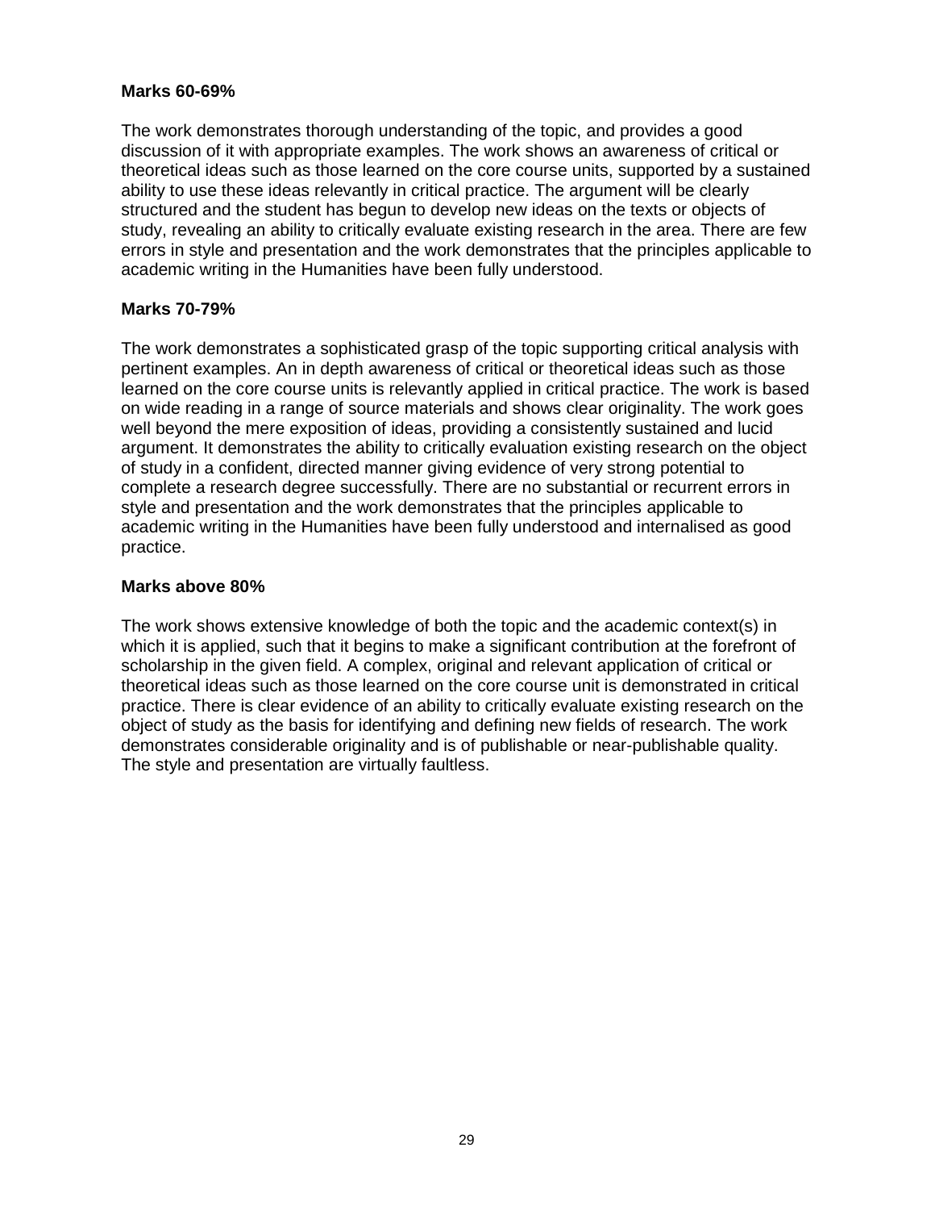**Marks 60-69%**

The work demonstrates thorough understanding of the topic, and provides a good discussion of it with appropriate examples. The work shows an awareness of critical or theoretical ideas such as those learned on the core course units, supported by a sustained ability to use these ideas relevantly in critical practice. The argument will be clearly structured and the student has begun to develop new ideas on the texts or objects of study, revealing an ability to critically evaluate existing research in the area. There are few errors in style and presentation and the work demonstrates that the principles applicable to academic writing in the Humanities have been fully understood.

**Marks 70-79%**

The work demonstrates a sophisticated grasp of the topic supporting critical analysis with pertinent examples. An in depth awareness of critical or theoretical ideas such as those learned on the core course units is relevantly applied in critical practice. The work is based on wide reading in a range of source materials and shows clear originality. The work goes well beyond the mere exposition of ideas, providing a consistently sustained and lucid argument. It demonstrates the ability to critically evaluation existing research on the object of study in a confident, directed manner giving evidence of very strong potential to complete a research degree successfully. There are no substantial or recurrent errors in style and presentation and the work demonstrates that the principles applicable to academic writing in the Humanities have been fully understood and internalised as good practice.

**Marks above 80%**

The work shows extensive knowledge of both the topic and the academic context(s) in which it is applied, such that it begins to make a significant contribution at the forefront of scholarship in the given field. A complex, original and relevant application of critical or theoretical ideas such as those learned on the core course unit is demonstrated in critical practice. There is clear evidence of an ability to critically evaluate existing research on the object of study as the basis for identifying and defining new fields of research. The work demonstrates considerable originality and is of publishable or near-publishable quality. The style and presentation are virtually faultless.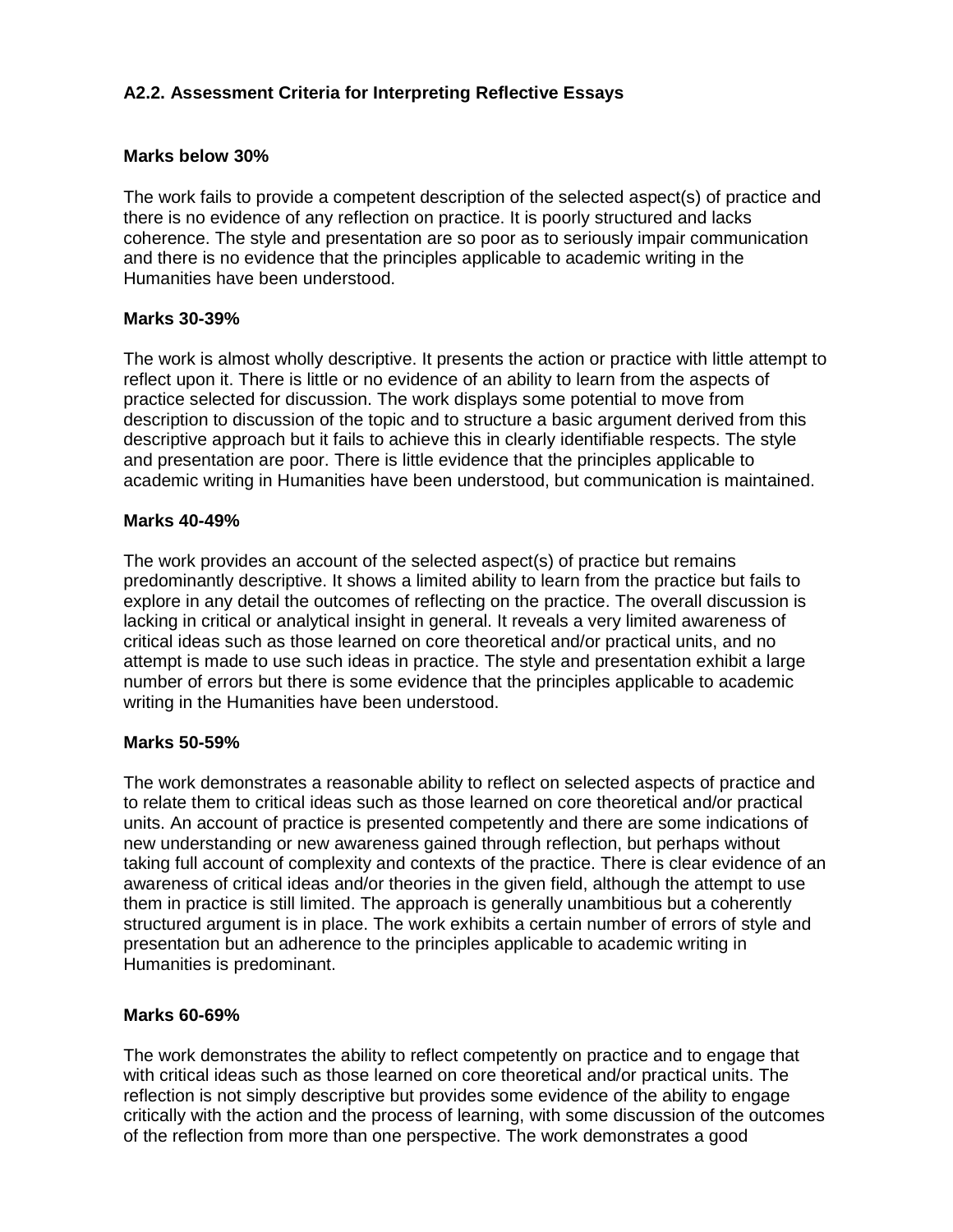### A2.2. Assessment Criteria for Interpreting Reflective Essays

**Marks below 30%**

The work fails to provide a competent description of the selected aspect(s) of practice and there is no evidence of any reflection on practice. It is poorly structured and lacks coherence. The style and presentation are so poor as to seriously impair communication and there is no evidence that the principles applicable to academic writing in the Humanities have been understood.

**Marks 30-39%**

The work is almost wholly descriptive. It presents the action or practice with little attempt to reflect upon it. There is little or no evidence of an ability to learn from the aspects of practice selected for discussion. The work displays some potential to move from description to discussion of the topic and to structure a basic argument derived from this descriptive approach but it fails to achieve this in clearly identifiable respects. The style and presentation are poor. There is little evidence that the principles applicable to academic writing in Humanities have been understood, but communication is maintained.

**Marks 40-49%**

The work provides an account of the selected aspect(s) of practice but remains predominantly descriptive. It shows a limited ability to learn from the practice but fails to explore in any detail the outcomes of reflecting on the practice. The overall discussion is lacking in critical or analytical insight in general. It reveals a very limited awareness of critical ideas such as those learned on core theoretical and/or practical units, and no attempt is made to use such ideas in practice. The style and presentation exhibit a large number of errors but there is some evidence that the principles applicable to academic writing in the Humanities have been understood.

**Marks 50-59%**

The work demonstrates a reasonable ability to reflect on selected aspects of practice and to relate them to critical ideas such as those learned on core theoretical and/or practical units. An account of practice is presented competently and there are some indications of new understanding or new awareness gained through reflection, but perhaps without taking full account of complexity and contexts of the practice. There is clear evidence of an awareness of critical ideas and/or theories in the given field, although the attempt to use them in practice is still limited. The approach is generally unambitious but a coherently structured argument is in place. The work exhibits a certain number of errors of style and presentation but an adherence to the principles applicable to academic writing in Humanities is predominant.

**Marks 60-69%**

The work demonstrates the ability to reflect competently on practice and to engage that with critical ideas such as those learned on core theoretical and/or practical units. The reflection is not simply descriptive but provides some evidence of the ability to engage critically with the action and the process of learning, with some discussion of the outcomes of the reflection from more than one perspective. The work demonstrates a good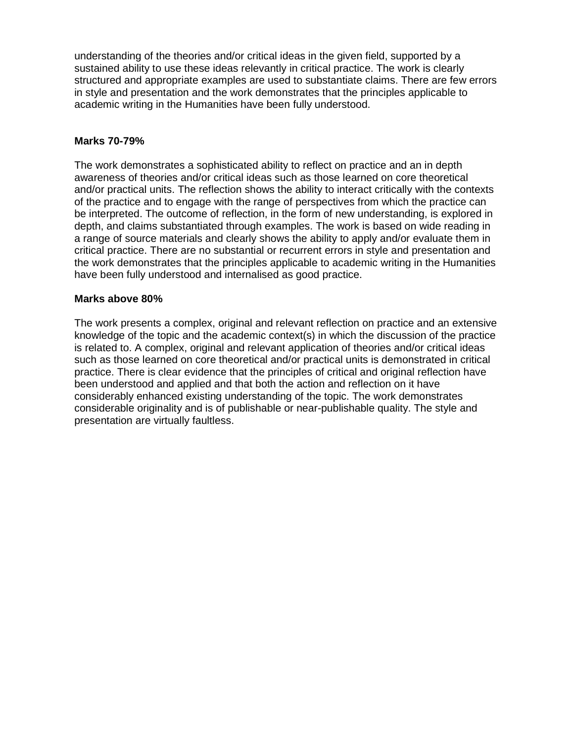understanding of the theories and/or critical ideas in the given field, supported by a sustained ability to use these ideas relevantly in critical practice. The work is clearly structured and appropriate examples are used to substantiate claims. There are few errors in style and presentation and the work demonstrates that the principles applicable to academic writing in the Humanities have been fully understood.

**Marks 70-79%**

The work demonstrates a sophisticated ability to reflect on practice and an in depth awareness of theories and/or critical ideas such as those learned on core theoretical and/or practical units. The reflection shows the ability to interact critically with the contexts of the practice and to engage with the range of perspectives from which the practice can be interpreted. The outcome of reflection, in the form of new understanding, is explored in depth, and claims substantiated through examples. The work is based on wide reading in a range of source materials and clearly shows the ability to apply and/or evaluate them in critical practice. There are no substantial or recurrent errors in style and presentation and the work demonstrates that the principles applicable to academic writing in the Humanities have been fully understood and internalised as good practice.

**Marks above 80%**

The work presents a complex, original and relevant reflection on practice and an extensive knowledge of the topic and the academic context(s) in which the discussion of the practice is related to. A complex, original and relevant application of theories and/or critical ideas such as those learned on core theoretical and/or practical units is demonstrated in critical practice. There is clear evidence that the principles of critical and original reflection have been understood and applied and that both the action and reflection on it have considerably enhanced existing understanding of the topic. The work demonstrates considerable originality and is of publishable or near-publishable quality. The style and presentation are virtually faultless.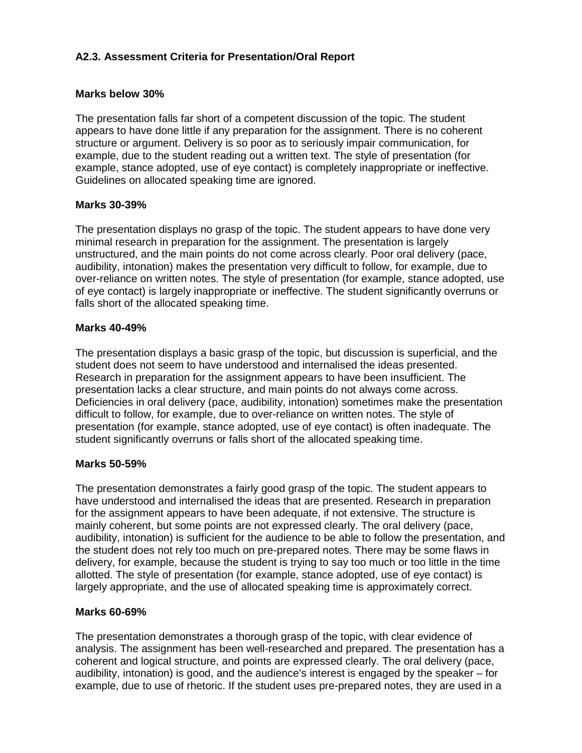### A2.3. Assessment Criteria for Presentation/Oral Report

**Marks below 30%**

The presentation falls far short of a competent discussion of the topic. The student appears to have done little if any preparation for the assignment. There is no coherent structure or argument. Delivery is so poor as to seriously impair communication, for example, due to the student reading out a written text. The style of presentation (for example, stance adopted, use of eye contact) is completely inappropriate or ineffective. Guidelines on allocated speaking time are ignored.

**Marks 30-39%**

The presentation displays no grasp of the topic. The student appears to have done very minimal research in preparation for the assignment. The presentation is largely unstructured, and the main points do not come across clearly. Poor oral delivery (pace, audibility, intonation) makes the presentation very difficult to follow, for example, due to over-reliance on written notes. The style of presentation (for example, stance adopted, use of eye contact) is largely inappropriate or ineffective. The student significantly overruns or falls short of the allocated speaking time.

**Marks 40-49%**

The presentation displays a basic grasp of the topic, but discussion is superficial, and the student does not seem to have understood and internalised the ideas presented. Research in preparation for the assignment appears to have been insufficient. The presentation lacks a clear structure, and main points do not always come across. Deficiencies in oral delivery (pace, audibility, intonation) sometimes make the presentation difficult to follow, for example, due to over-reliance on written notes. The style of presentation (for example, stance adopted, use of eye contact) is often inadequate. The student significantly overruns or falls short of the allocated speaking time.

**Marks 50-59%**

The presentation demonstrates a fairly good grasp of the topic. The student appears to have understood and internalised the ideas that are presented. Research in preparation for the assignment appears to have been adequate, if not extensive. The structure is mainly coherent, but some points are not expressed clearly. The oral delivery (pace, audibility, intonation) is sufficient for the audience to be able to follow the presentation, and the student does not rely too much on pre-prepared notes. There may be some flaws in delivery, for example, because the student is trying to say too much or too little in the time allotted. The style of presentation (for example, stance adopted, use of eye contact) is largely appropriate, and the use of allocated speaking time is approximately correct.

**Marks 60-69%**

The presentation demonstrates a thorough grasp of the topic, with clear evidence of analysis. The assignment has been well-researched and prepared. The presentation has a coherent and logical structure, and points are expressed clearly. The oral delivery (pace, audibility, intonation) is good, and the audience's interest is engaged by the speaker – for example, due to use of rhetoric. If the student uses pre-prepared notes, they are used in a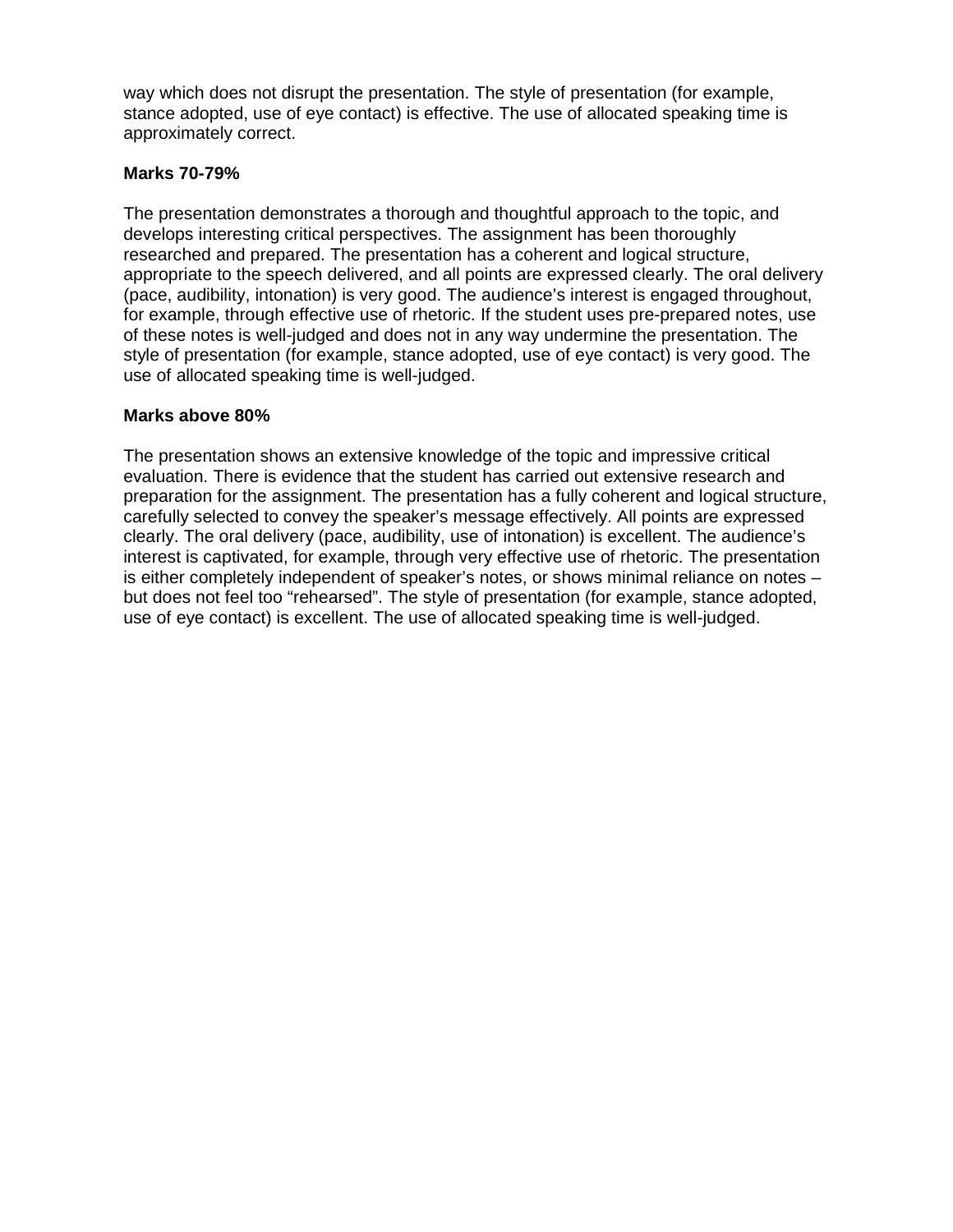way which does not disrupt the presentation. The style of presentation (for example, stance adopted, use of eye contact) is effective. The use of allocated speaking time is approximately correct.

**Marks 70-79%**

The presentation demonstrates a thorough and thoughtful approach to the topic, and develops interesting critical perspectives. The assignment has been thoroughly researched and prepared. The presentation has a coherent and logical structure, appropriate to the speech delivered, and all points are expressed clearly. The oral delivery (pace, audibility, intonation) is very good. The audience's interest is engaged throughout, for example, through effective use of rhetoric. If the student uses pre-prepared notes, use of these notes is well-judged and does not in any way undermine the presentation. The style of presentation (for example, stance adopted, use of eye contact) is very good. The use of allocated speaking time is well-judged.

**Marks above 80%**

The presentation shows an extensive knowledge of the topic and impressive critical evaluation. There is evidence that the student has carried out extensive research and preparation for the assignment. The presentation has a fully coherent and logical structure, carefully selected to convey the speaker's message effectively. All points are expressed clearly. The oral delivery (pace, audibility, use of intonation) is excellent. The audience's interest is captivated, for example, through very effective use of rhetoric. The presentation is either completely independent of speaker's notes, or shows minimal reliance on notes – but does not feel too "rehearsed". The style of presentation (for example, stance adopted, use of eye contact) is excellent. The use of allocated speaking time is well-judged.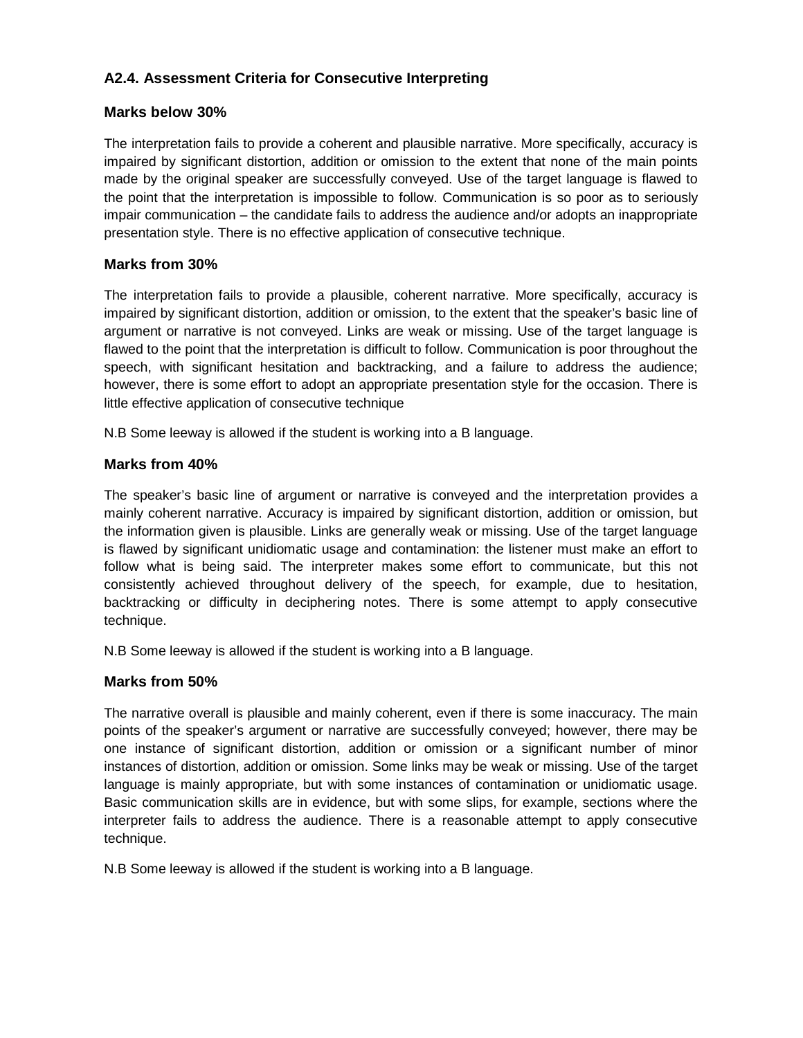### A2.4. Assessment Criteria for Consecutive Interpreting

#### Marks below 30%

The interpretation fails to provide a coherent and plausible narrative. More specifically, accuracy is impaired by significant distortion, addition or omission to the extent that none of the main points made by the original speaker are successfully conveyed. Use of the target language is flawed to the point that the interpretation is impossible to follow. Communication is so poor as to seriously impair communication – the candidate fails to address the audience and/or adopts an inappropriate presentation style. There is no effective application of consecutive technique.

#### Marks from 30%

The interpretation fails to provide a plausible, coherent narrative. More specifically, accuracy is impaired by significant distortion, addition or omission, to the extent that the speaker's basic line of argument or narrative is not conveyed. Links are weak or missing. Use of the target language is flawed to the point that the interpretation is difficult to follow. Communication is poor throughout the speech, with significant hesitation and backtracking, and a failure to address the audience; however, there is some effort to adopt an appropriate presentation style for the occasion. There is little effective application of consecutive technique

N.B Some leeway is allowed if the student is working into a B language.

#### Marks from 40%

The speaker's basic line of argument or narrative is conveyed and the interpretation provides a mainly coherent narrative. Accuracy is impaired by significant distortion, addition or omission, but the information given is plausible. Links are generally weak or missing. Use of the target language is flawed by significant unidiomatic usage and contamination: the listener must make an effort to follow what is being said. The interpreter makes some effort to communicate, but this not consistently achieved throughout delivery of the speech, for example, due to hesitation, backtracking or difficulty in deciphering notes. There is some attempt to apply consecutive technique.

N.B Some leeway is allowed if the student is working into a B language.

#### Marks from 50%

The narrative overall is plausible and mainly coherent, even if there is some inaccuracy. The main points of the speaker's argument or narrative are successfully conveyed; however, there may be one instance of significant distortion, addition or omission or a significant number of minor instances of distortion, addition or omission. Some links may be weak or missing. Use of the target language is mainly appropriate, but with some instances of contamination or unidiomatic usage. Basic communication skills are in evidence, but with some slips, for example, sections where the interpreter fails to address the audience. There is a reasonable attempt to apply consecutive technique.

N.B Some leeway is allowed if the student is working into a B language.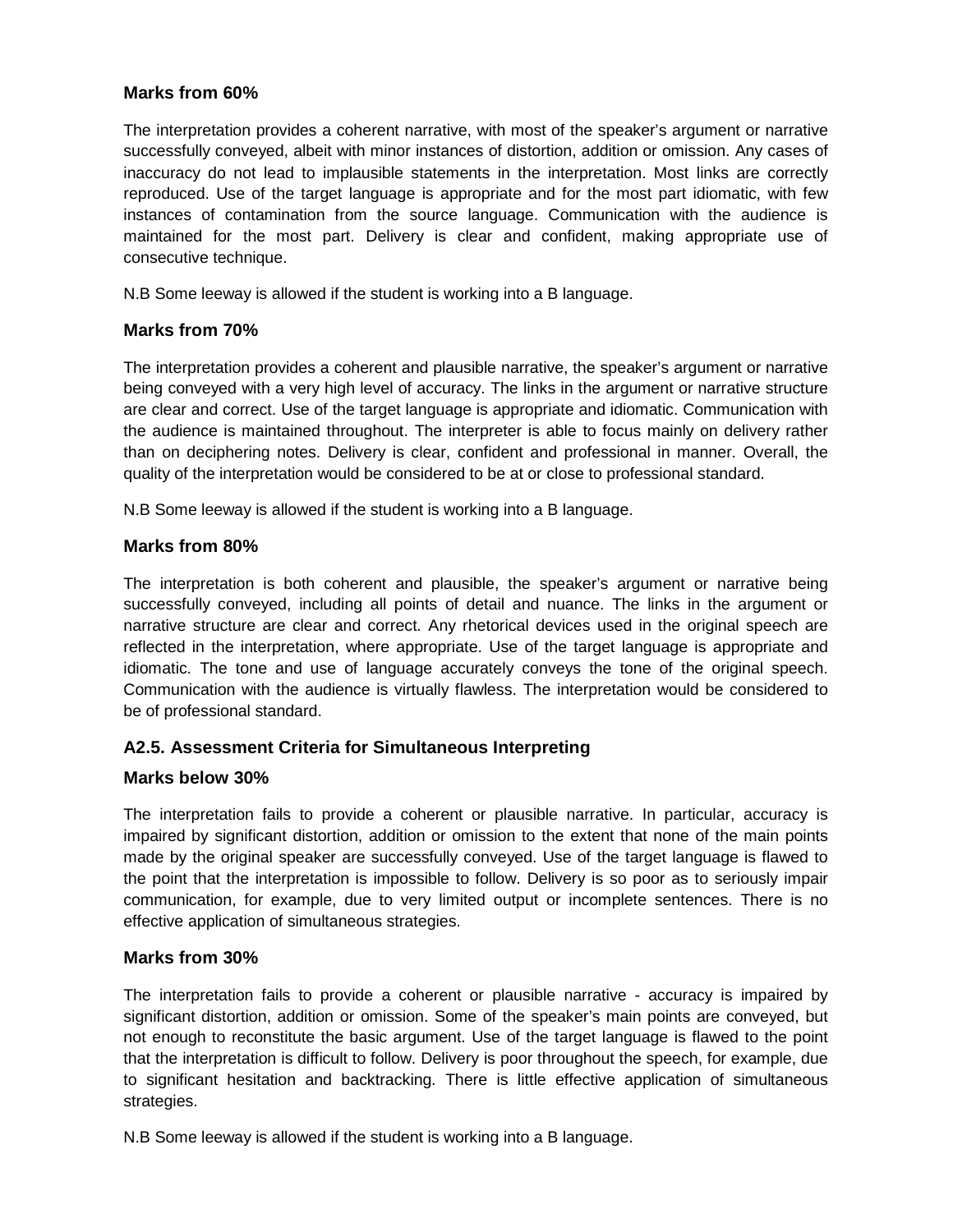### Marks from 60%

The interpretation provides a coherent narrative, with most of the speaker's argument or narrative successfully conveyed, albeit with minor instances of distortion, addition or omission. Any cases of inaccuracy do not lead to implausible statements in the interpretation. Most links are correctly reproduced. Use of the target language is appropriate and for the most part idiomatic, with few instances of contamination from the source language. Communication with the audience is maintained for the most part. Delivery is clear and confident, making appropriate use of consecutive technique.

N.B Some leeway is allowed if the student is working into a B language.

### Marks from 70%

The interpretation provides a coherent and plausible narrative, the speaker's argument or narrative being conveyed with a very high level of accuracy. The links in the argument or narrative structure are clear and correct. Use of the target language is appropriate and idiomatic. Communication with the audience is maintained throughout. The interpreter is able to focus mainly on delivery rather than on deciphering notes. Delivery is clear, confident and professional in manner. Overall, the quality of the interpretation would be considered to be at or close to professional standard.

N.B Some leeway is allowed if the student is working into a B language.

### Marks from 80%

The interpretation is both coherent and plausible, the speaker's argument or narrative being successfully conveyed, including all points of detail and nuance. The links in the argument or narrative structure are clear and correct. Any rhetorical devices used in the original speech are reflected in the interpretation, where appropriate. Use of the target language is appropriate and idiomatic. The tone and use of language accurately conveys the tone of the original speech. Communication with the audience is virtually flawless. The interpretation would be considered to be of professional standard.

## A2.5. Assessment Criteria for Simultaneous Interpreting

### Marks below 30%

The interpretation fails to provide a coherent or plausible narrative. In particular, accuracy is impaired by significant distortion, addition or omission to the extent that none of the main points made by the original speaker are successfully conveyed. Use of the target language is flawed to the point that the interpretation is impossible to follow. Delivery is so poor as to seriously impair communication, for example, due to very limited output or incomplete sentences. There is no effective application of simultaneous strategies.

### Marks from 30%

The interpretation fails to provide a coherent or plausible narrative - accuracy is impaired by significant distortion, addition or omission. Some of the speaker's main points are conveyed, but not enough to reconstitute the basic argument. Use of the target language is flawed to the point that the interpretation is difficult to follow. Delivery is poor throughout the speech, for example, due to significant hesitation and backtracking. There is little effective application of simultaneous strategies.

N.B Some leeway is allowed if the student is working into a B language.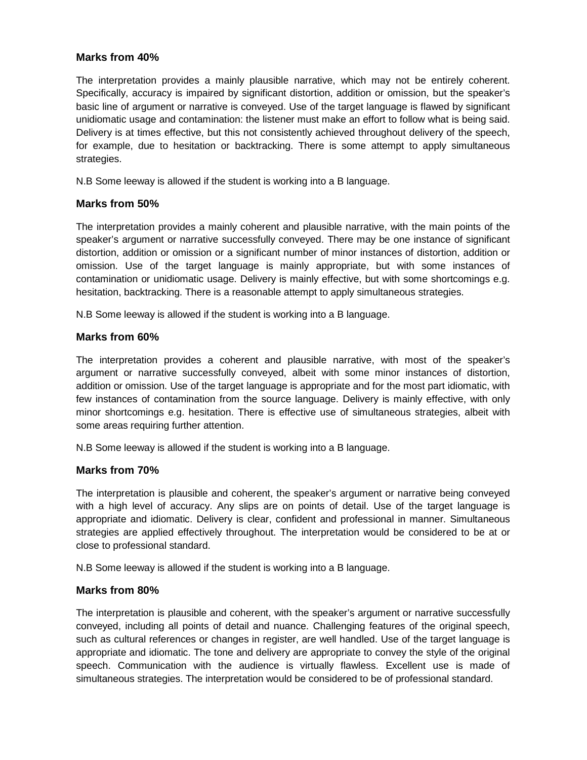### Marks from 40%

The interpretation provides a mainly plausible narrative, which may not be entirely coherent. Specifically, accuracy is impaired by significant distortion, addition or omission, but the speaker's basic line of argument or narrative is conveyed. Use of the target language is flawed by significant unidiomatic usage and contamination: the listener must make an effort to follow what is being said. Delivery is at times effective, but this not consistently achieved throughout delivery of the speech, for example, due to hesitation or backtracking. There is some attempt to apply simultaneous strategies.

N.B Some leeway is allowed if the student is working into a B language.

### Marks from 50%

The interpretation provides a mainly coherent and plausible narrative, with the main points of the speaker's argument or narrative successfully conveyed. There may be one instance of significant distortion, addition or omission or a significant number of minor instances of distortion, addition or omission. Use of the target language is mainly appropriate, but with some instances of contamination or unidiomatic usage. Delivery is mainly effective, but with some shortcomings e.g. hesitation, backtracking. There is a reasonable attempt to apply simultaneous strategies.

N.B Some leeway is allowed if the student is working into a B language.

### Marks from 60%

The interpretation provides a coherent and plausible narrative, with most of the speaker's argument or narrative successfully conveyed, albeit with some minor instances of distortion, addition or omission. Use of the target language is appropriate and for the most part idiomatic, with few instances of contamination from the source language. Delivery is mainly effective, with only minor shortcomings e.g. hesitation. There is effective use of simultaneous strategies, albeit with some areas requiring further attention.

N.B Some leeway is allowed if the student is working into a B language.

### Marks from 70%

The interpretation is plausible and coherent, the speaker's argument or narrative being conveyed with a high level of accuracy. Any slips are on points of detail. Use of the target language is appropriate and idiomatic. Delivery is clear, confident and professional in manner. Simultaneous strategies are applied effectively throughout. The interpretation would be considered to be at or close to professional standard.

N.B Some leeway is allowed if the student is working into a B language.

### Marks from 80%

The interpretation is plausible and coherent, with the speaker's argument or narrative successfully conveyed, including all points of detail and nuance. Challenging features of the original speech, such as cultural references or changes in register, are well handled. Use of the target language is appropriate and idiomatic. The tone and delivery are appropriate to convey the style of the original speech. Communication with the audience is virtually flawless. Excellent use is made of simultaneous strategies. The interpretation would be considered to be of professional standard.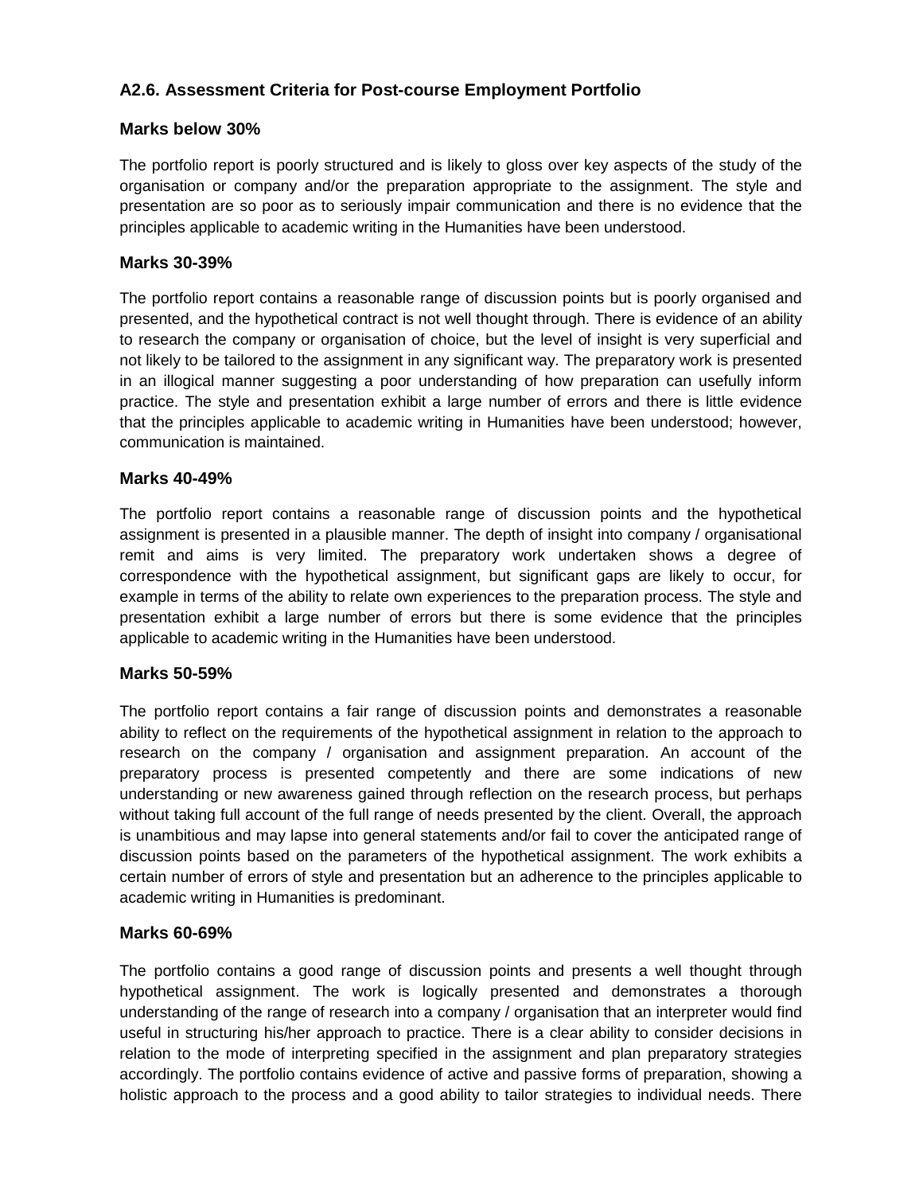## A2.6. Assessment Criteria for Post-course Employment Portfolio

### Marks below 30%

The portfolio report is poorly structured and is likely to gloss over key aspects of the study of the organisation or company and/or the preparation appropriate to the assignment. The style and presentation are so poor as to seriously impair communication and there is no evidence that the principles applicable to academic writing in the Humanities have been understood.

### Marks 30-39%

The portfolio report contains a reasonable range of discussion points but is poorly organised and presented, and the hypothetical contract is not well thought through. There is evidence of an ability to research the company or organisation of choice, but the level of insight is very superficial and not likely to be tailored to the assignment in any significant way. The preparatory work is presented in an illogical manner suggesting a poor understanding of how preparation can usefully inform practice. The style and presentation exhibit a large number of errors and there is little evidence that the principles applicable to academic writing in Humanities have been understood; however, communication is maintained.

### Marks 40-49%

The portfolio report contains a reasonable range of discussion points and the hypothetical assignment is presented in a plausible manner. The depth of insight into company / organisational remit and aims is very limited. The preparatory work undertaken shows a degree of correspondence with the hypothetical assignment, but significant gaps are likely to occur, for example in terms of the ability to relate own experiences to the preparation process. The style and presentation exhibit a large number of errors but there is some evidence that the principles applicable to academic writing in the Humanities have been understood.

### Marks 50-59%

The portfolio report contains a fair range of discussion points and demonstrates a reasonable ability to reflect on the requirements of the hypothetical assignment in relation to the approach to research on the company / organisation and assignment preparation. An account of the preparatory process is presented competently and there are some indications of new understanding or new awareness gained through reflection on the research process, but perhaps without taking full account of the full range of needs presented by the client. Overall, the approach is unambitious and may lapse into general statements and/or fail to cover the anticipated range of discussion points based on the parameters of the hypothetical assignment. The work exhibits a certain number of errors of style and presentation but an adherence to the principles applicable to academic writing in Humanities is predominant.

### Marks 60-69%

The portfolio contains a good range of discussion points and presents a well thought through hypothetical assignment. The work is logically presented and demonstrates a thorough understanding of the range of research into a company / organisation that an interpreter would find useful in structuring his/her approach to practice. There is a clear ability to consider decisions in relation to the mode of interpreting specified in the assignment and plan preparatory strategies accordingly. The portfolio contains evidence of active and passive forms of preparation, showing a holistic approach to the process and a good ability to tailor strategies to individual needs. There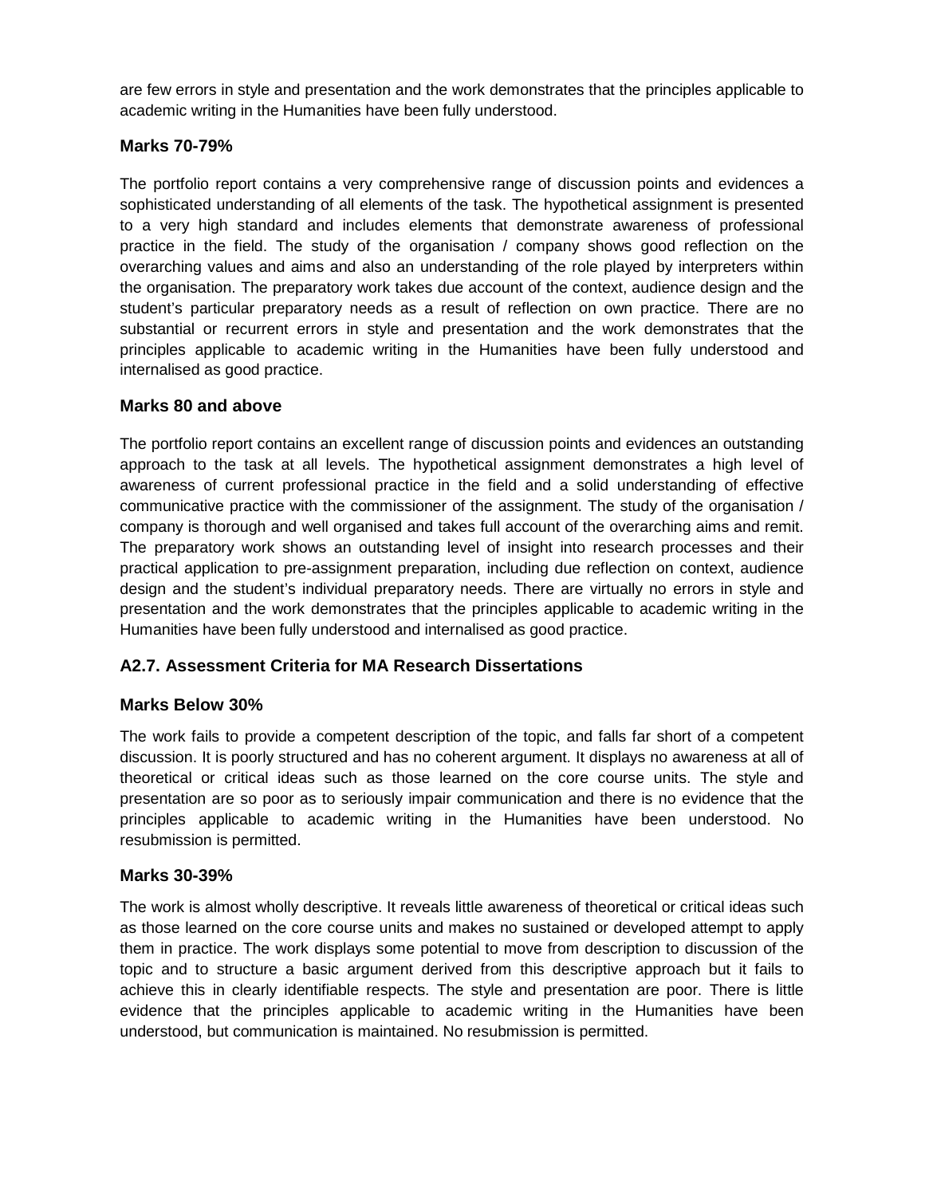are few errors in style and presentation and the work demonstrates that the principles applicable to academic writing in the Humanities have been fully understood.

### Marks 70-79%

The portfolio report contains a very comprehensive range of discussion points and evidences a sophisticated understanding of all elements of the task. The hypothetical assignment is presented to a very high standard and includes elements that demonstrate awareness of professional practice in the field. The study of the organisation / company shows good reflection on the overarching values and aims and also an understanding of the role played by interpreters within the organisation. The preparatory work takes due account of the context, audience design and the student's particular preparatory needs as a result of reflection on own practice. There are no substantial or recurrent errors in style and presentation and the work demonstrates that the principles applicable to academic writing in the Humanities have been fully understood and internalised as good practice.

### Marks 80 and above

The portfolio report contains an excellent range of discussion points and evidences an outstanding approach to the task at all levels. The hypothetical assignment demonstrates a high level of awareness of current professional practice in the field and a solid understanding of effective communicative practice with the commissioner of the assignment. The study of the organisation / company is thorough and well organised and takes full account of the overarching aims and remit. The preparatory work shows an outstanding level of insight into research processes and their practical application to pre-assignment preparation, including due reflection on context, audience design and the student's individual preparatory needs. There are virtually no errors in style and presentation and the work demonstrates that the principles applicable to academic writing in the Humanities have been fully understood and internalised as good practice.

## A2.7. Assessment Criteria for MA Research Dissertations

### Marks Below 30%

The work fails to provide a competent description of the topic, and falls far short of a competent discussion. It is poorly structured and has no coherent argument. It displays no awareness at all of theoretical or critical ideas such as those learned on the core course units. The style and presentation are so poor as to seriously impair communication and there is no evidence that the principles applicable to academic writing in the Humanities have been understood. No resubmission is permitted.

### Marks 30-39%

The work is almost wholly descriptive. It reveals little awareness of theoretical or critical ideas such as those learned on the core course units and makes no sustained or developed attempt to apply them in practice. The work displays some potential to move from description to discussion of the topic and to structure a basic argument derived from this descriptive approach but it fails to achieve this in clearly identifiable respects. The style and presentation are poor. There is little evidence that the principles applicable to academic writing in the Humanities have been understood, but communication is maintained. No resubmission is permitted.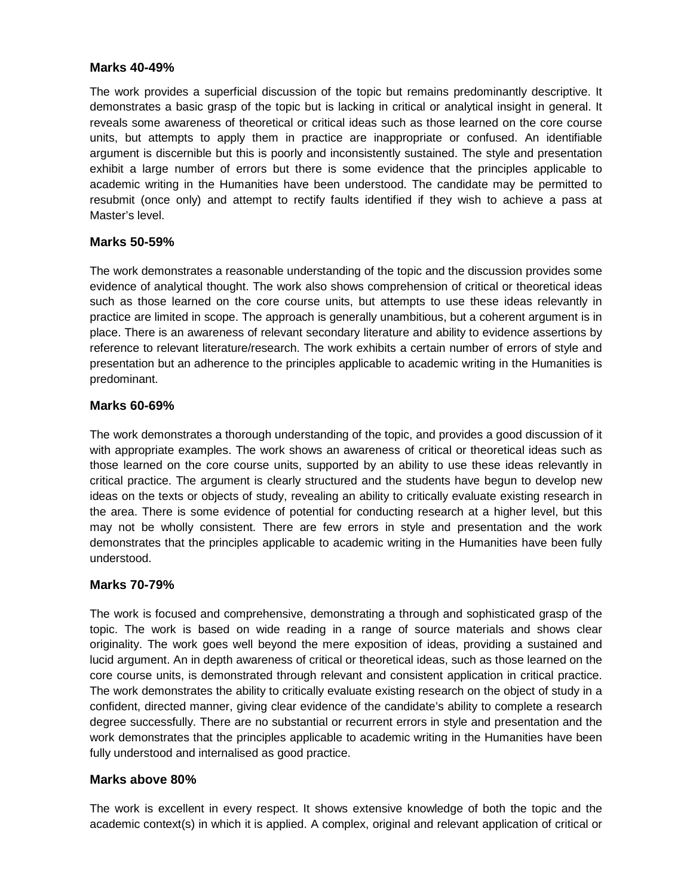**Marks 40-49%**

The work provides a superficial discussion of the topic but remains predominantly descriptive. It demonstrates a basic grasp of the topic but is lacking in critical or analytical insight in general. It reveals some awareness of theoretical or critical ideas such as those learned on the core course units, but attempts to apply them in practice are inappropriate or confused. An identifiable argument is discernible but this is poorly and inconsistently sustained. The style and presentation exhibit a large number of errors but there is some evidence that the principles applicable to academic writing in the Humanities have been understood. The candidate may be permitted to resubmit (once only) and attempt to rectify faults identified if they wish to achieve a pass at Master's level.

**Marks 50-59%**

The work demonstrates a reasonable understanding of the topic and the discussion provides some evidence of analytical thought. The work also shows comprehension of critical or theoretical ideas such as those learned on the core course units, but attempts to use these ideas relevantly in practice are limited in scope. The approach is generally unambitious, but a coherent argument is in place. There is an awareness of relevant secondary literature and ability to evidence assertions by reference to relevant literature/research. The work exhibits a certain number of errors of style and presentation but an adherence to the principles applicable to academic writing in the Humanities is predominant.

**Marks 60-69%**

The work demonstrates a thorough understanding of the topic, and provides a good discussion of it with appropriate examples. The work shows an awareness of critical or theoretical ideas such as those learned on the core course units, supported by an ability to use these ideas relevantly in critical practice. The argument is clearly structured and the students have begun to develop new ideas on the texts or objects of study, revealing an ability to critically evaluate existing research in the area. There is some evidence of potential for conducting research at a higher level, but this may not be wholly consistent. There are few errors in style and presentation and the work demonstrates that the principles applicable to academic writing in the Humanities have been fully understood.

**Marks 70-79%**

The work is focused and comprehensive, demonstrating a through and sophisticated grasp of the topic. The work is based on wide reading in a range of source materials and shows clear originality. The work goes well beyond the mere exposition of ideas, providing a sustained and lucid argument. An in depth awareness of critical or theoretical ideas, such as those learned on the core course units, is demonstrated through relevant and consistent application in critical practice. The work demonstrates the ability to critically evaluate existing research on the object of study in a confident, directed manner, giving clear evidence of the candidate's ability to complete a research degree successfully. There are no substantial or recurrent errors in style and presentation and the work demonstrates that the principles applicable to academic writing in the Humanities have been fully understood and internalised as good practice.

**Marks above 80%**

The work is excellent in every respect. It shows extensive knowledge of both the topic and the academic context(s) in which it is applied. A complex, original and relevant application of critical or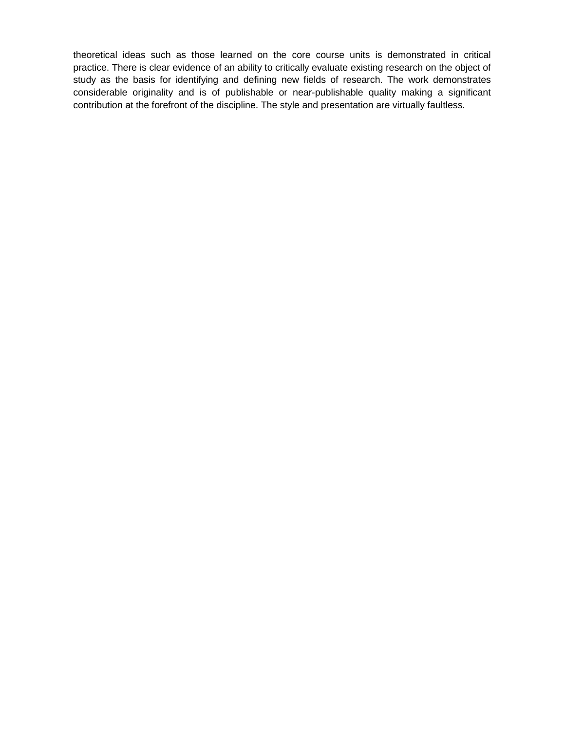theoretical ideas such as those learned on the core course units is demonstrated in critical practice. There is clear evidence of an ability to critically evaluate existing research on the object of study as the basis for identifying and defining new fields of research. The work demonstrates considerable originality and is of publishable or near-publishable quality making a significant contribution at the forefront of the discipline. The style and presentation are virtually faultless.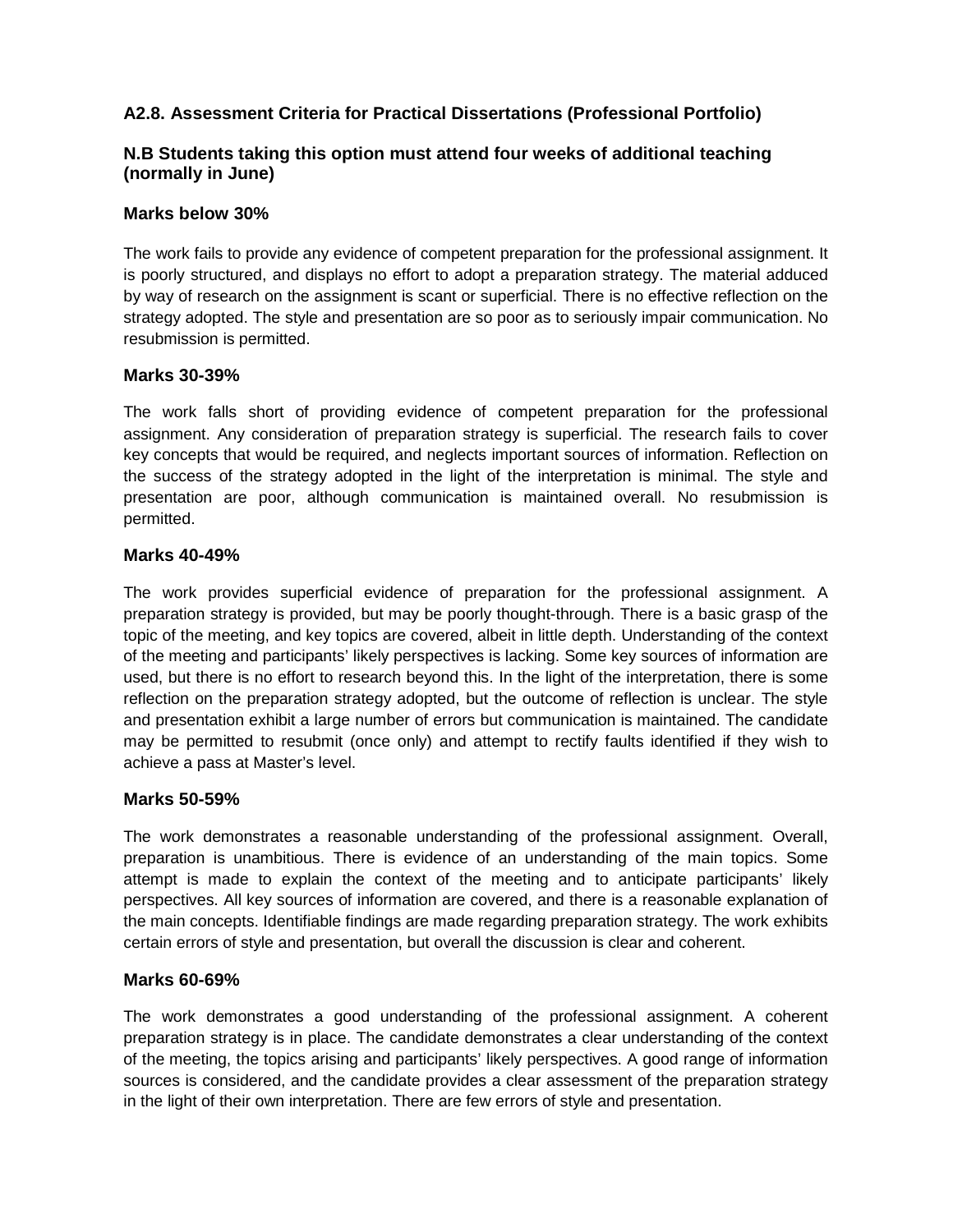### A2.8. Assessment Criteria for Practical Dissertations (Professional Portfolio)

**N.B Students taking this option must attend four weeks of additional teaching (normally in June)**

**Marks below 30%**

The work fails to provide any evidence of competent preparation for the professional assignment. It is poorly structured, and displays no effort to adopt a preparation strategy. The material adduced by way of research on the assignment is scant or superficial. There is no effective reflection on the strategy adopted. The style and presentation are so poor as to seriously impair communication. No resubmission is permitted.

**Marks 30-39%**

The work falls short of providing evidence of competent preparation for the professional assignment. Any consideration of preparation strategy is superficial. The research fails to cover key concepts that would be required, and neglects important sources of information. Reflection on the success of the strategy adopted in the light of the interpretation is minimal. The style and presentation are poor, although communication is maintained overall. No resubmission is permitted.

**Marks 40-49%**

The work provides superficial evidence of preparation for the professional assignment. A preparation strategy is provided, but may be poorly thought-through. There is a basic grasp of the topic of the meeting, and key topics are covered, albeit in little depth. Understanding of the context of the meeting and participants' likely perspectives is lacking. Some key sources of information are used, but there is no effort to research beyond this. In the light of the interpretation, there is some reflection on the preparation strategy adopted, but the outcome of reflection is unclear. The style and presentation exhibit a large number of errors but communication is maintained. The candidate may be permitted to resubmit (once only) and attempt to rectify faults identified if they wish to achieve a pass at Master's level.

**Marks 50-59%**

The work demonstrates a reasonable understanding of the professional assignment. Overall, preparation is unambitious. There is evidence of an understanding of the main topics. Some attempt is made to explain the context of the meeting and to anticipate participants' likely perspectives. All key sources of information are covered, and there is a reasonable explanation of the main concepts. Identifiable findings are made regarding preparation strategy. The work exhibits certain errors of style and presentation, but overall the discussion is clear and coherent.

**Marks 60-69%**

The work demonstrates a good understanding of the professional assignment. A coherent preparation strategy is in place. The candidate demonstrates a clear understanding of the context of the meeting, the topics arising and participants' likely perspectives. A good range of information sources is considered, and the candidate provides a clear assessment of the preparation strategy in the light of their own interpretation. There are few errors of style and presentation.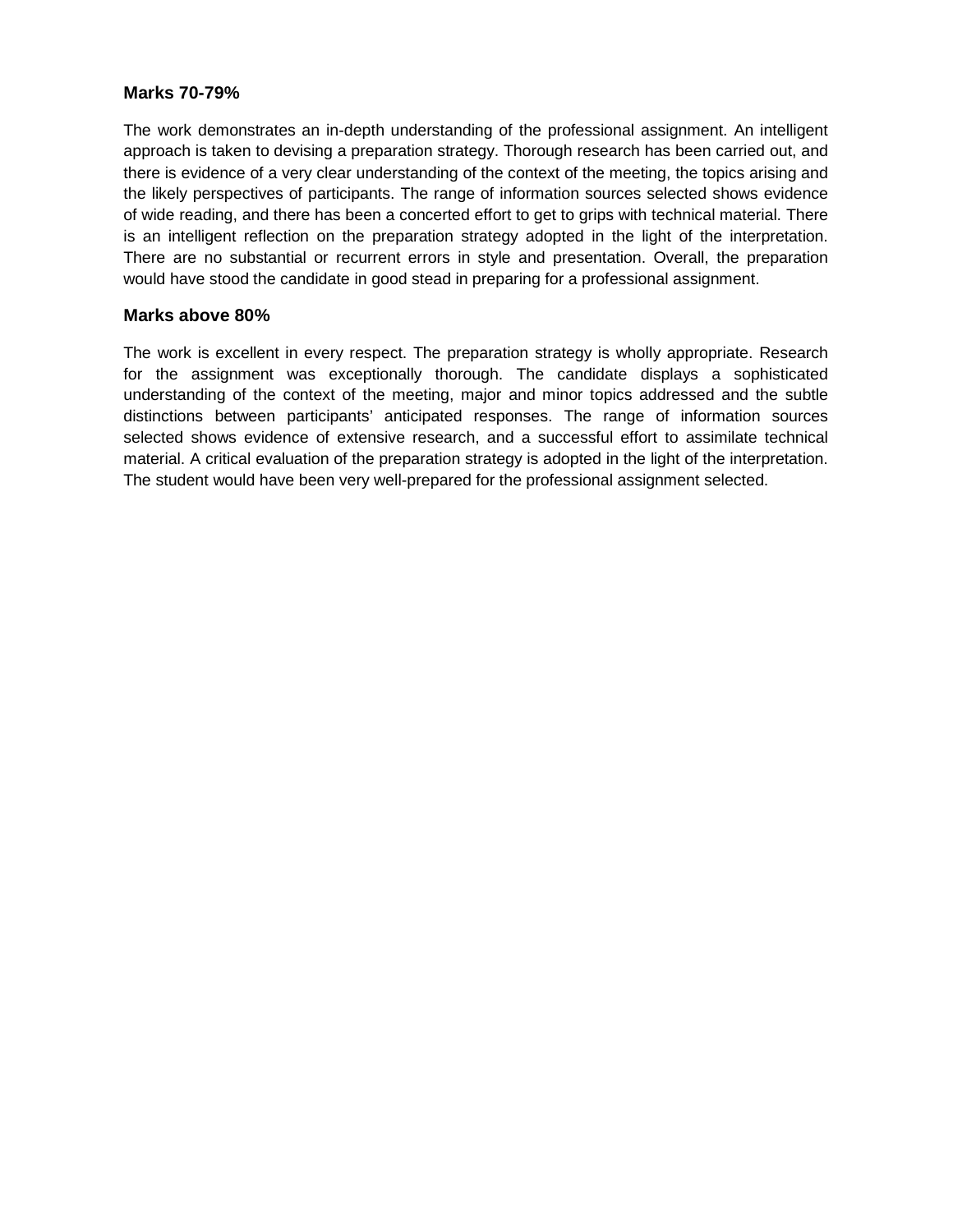**Marks 70-79%**

The work demonstrates an in-depth understanding of the professional assignment. An intelligent approach is taken to devising a preparation strategy. Thorough research has been carried out, and there is evidence of a very clear understanding of the context of the meeting, the topics arising and the likely perspectives of participants. The range of information sources selected shows evidence of wide reading, and there has been a concerted effort to get to grips with technical material. There is an intelligent reflection on the preparation strategy adopted in the light of the interpretation. There are no substantial or recurrent errors in style and presentation. Overall, the preparation would have stood the candidate in good stead in preparing for a professional assignment.

**Marks above 80%**

The work is excellent in every respect. The preparation strategy is wholly appropriate. Research for the assignment was exceptionally thorough. The candidate displays a sophisticated understanding of the context of the meeting, major and minor topics addressed and the subtle distinctions between participants' anticipated responses. The range of information sources selected shows evidence of extensive research, and a successful effort to assimilate technical material. A critical evaluation of the preparation strategy is adopted in the light of the interpretation. The student would have been very well-prepared for the professional assignment selected.